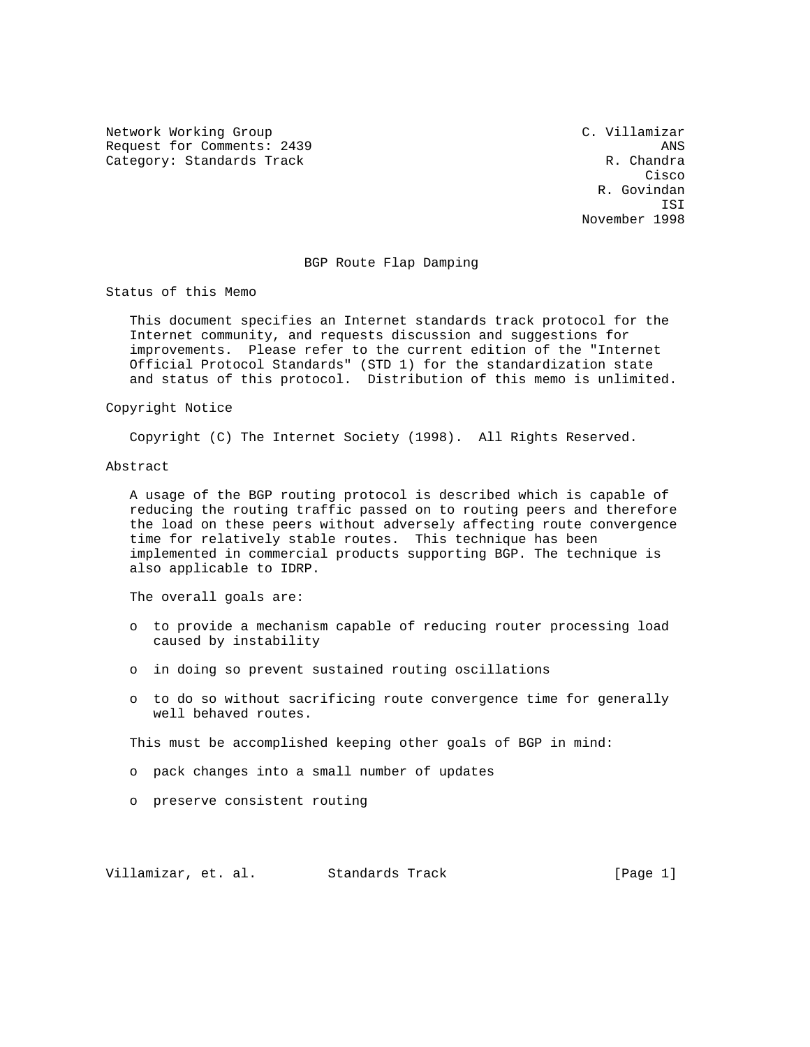Network Working Group C. Villamizar
Request for Comments: 2439 ANS
Category: Standards Track R. Chandra
Cisco
R. Govindan
ISI
November 1998

# BGP Route Flap Damping

## Status of this Memo

This document specifies an Internet standards track protocol for the Internet community, and requests discussion and suggestions for improvements. Please refer to the current edition of the "Internet Official Protocol Standards" (STD 1) for the standardization state and status of this protocol. Distribution of this memo is unlimited.

## Copyright Notice

Copyright (C) The Internet Society (1998). All Rights Reserved.

## Abstract

A usage of the BGP routing protocol is described which is capable of reducing the routing traffic passed on to routing peers and therefore the load on these peers without adversely affecting route convergence time for relatively stable routes. This technique has been implemented in commercial products supporting BGP. The technique is also applicable to IDRP.

The overall goals are:

- to provide a mechanism capable of reducing router processing load caused by instability
- in doing so prevent sustained routing oscillations
- to do so without sacrificing route convergence time for generally well behaved routes.

This must be accomplished keeping other goals of BGP in mind:

- pack changes into a small number of updates
- preserve consistent routing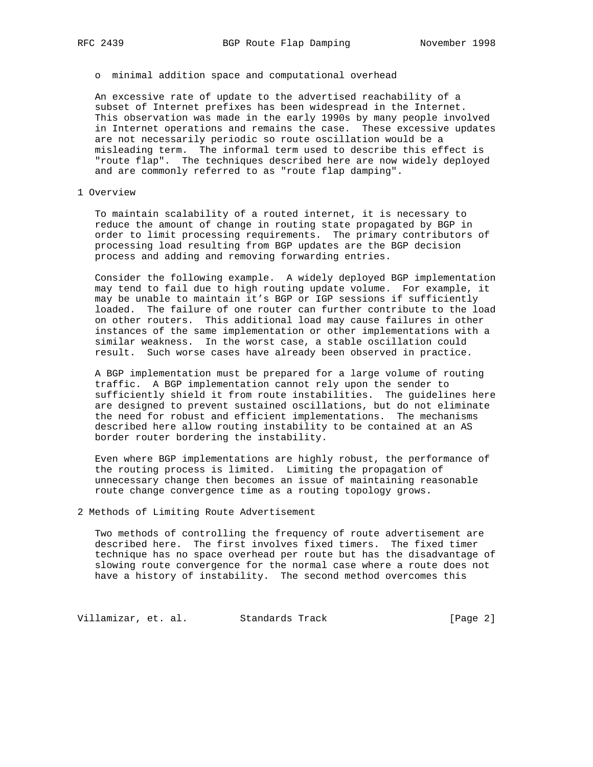o  minimal addition space and computational overhead

An excessive rate of update to the advertised reachability of a subset of Internet prefixes has been widespread in the Internet. This observation was made in the early 1990s by many people involved in Internet operations and remains the case.  These excessive updates are not necessarily periodic so route oscillation would be a misleading term.  The informal term used to describe this effect is "route flap".  The techniques described here are now widely deployed and are commonly referred to as "route flap damping".

# 1 Overview

To maintain scalability of a routed internet, it is necessary to reduce the amount of change in routing state propagated by BGP in order to limit processing requirements.  The primary contributors of processing load resulting from BGP updates are the BGP decision process and adding and removing forwarding entries.

Consider the following example.  A widely deployed BGP implementation may tend to fail due to high routing update volume.  For example, it may be unable to maintain it’s BGP or IGP sessions if sufficiently loaded.  The failure of one router can further contribute to the load on other routers.  This additional load may cause failures in other instances of the same implementation or other implementations with a similar weakness.  In the worst case, a stable oscillation could result.  Such worse cases have already been observed in practice.

A BGP implementation must be prepared for a large volume of routing traffic.  A BGP implementation cannot rely upon the sender to sufficiently shield it from route instabilities.  The guidelines here are designed to prevent sustained oscillations, but do not eliminate the need for robust and efficient implementations.  The mechanisms described here allow routing instability to be contained at an AS border router bordering the instability.

Even where BGP implementations are highly robust, the performance of the routing process is limited.  Limiting the propagation of unnecessary change then becomes an issue of maintaining reasonable route change convergence time as a routing topology grows.

# 2 Methods of Limiting Route Advertisement

Two methods of controlling the frequency of route advertisement are described here.  The first involves fixed timers.  The fixed timer technique has no space overhead per route but has the disadvantage of slowing route convergence for the normal case where a route does not have a history of instability.  The second method overcomes this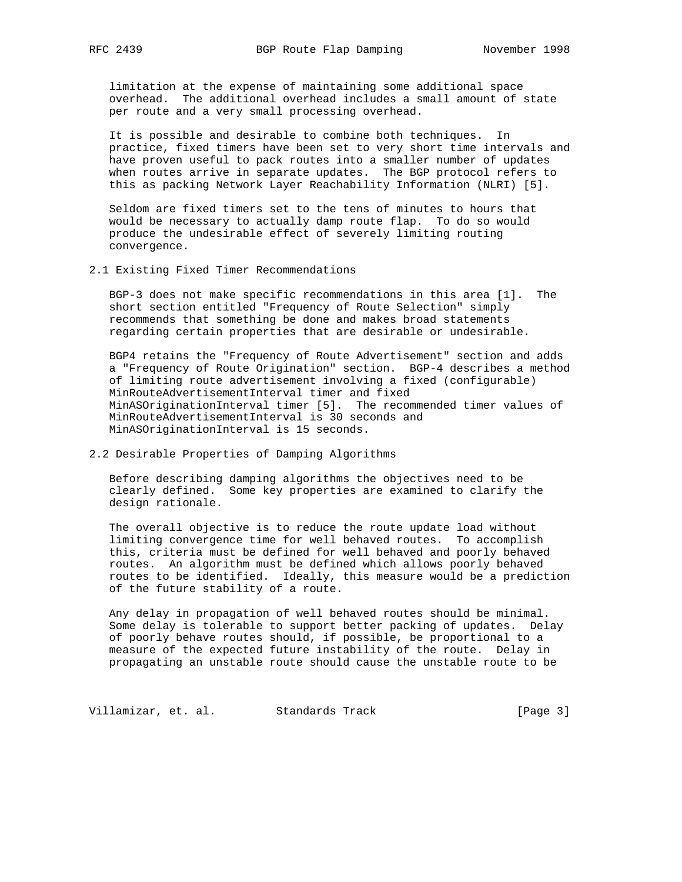limitation at the expense of maintaining some additional space overhead. The additional overhead includes a small amount of state per route and a very small processing overhead.

It is possible and desirable to combine both techniques. In practice, fixed timers have been set to very short time intervals and have proven useful to pack routes into a smaller number of updates when routes arrive in separate updates. The BGP protocol refers to this as packing Network Layer Reachability Information (NLRI) [5].

Seldom are fixed timers set to the tens of minutes to hours that would be necessary to actually damp route flap. To do so would produce the undesirable effect of severely limiting routing convergence.

### 2.1 Existing Fixed Timer Recommendations

BGP-3 does not make specific recommendations in this area [1]. The short section entitled "Frequency of Route Selection" simply recommends that something be done and makes broad statements regarding certain properties that are desirable or undesirable.

BGP4 retains the "Frequency of Route Advertisement" section and adds a "Frequency of Route Origination" section. BGP-4 describes a method of limiting route advertisement involving a fixed (configurable) MinRouteAdvertisementInterval timer and fixed MinASOriginationInterval timer [5]. The recommended timer values of MinRouteAdvertisementInterval is 30 seconds and MinASOriginationInterval is 15 seconds.

### 2.2 Desirable Properties of Damping Algorithms

Before describing damping algorithms the objectives need to be clearly defined. Some key properties are examined to clarify the design rationale.

The overall objective is to reduce the route update load without limiting convergence time for well behaved routes. To accomplish this, criteria must be defined for well behaved and poorly behaved routes. An algorithm must be defined which allows poorly behaved routes to be identified. Ideally, this measure would be a prediction of the future stability of a route.

Any delay in propagation of well behaved routes should be minimal. Some delay is tolerable to support better packing of updates. Delay of poorly behave routes should, if possible, be proportional to a measure of the expected future instability of the route. Delay in propagating an unstable route should cause the unstable route to be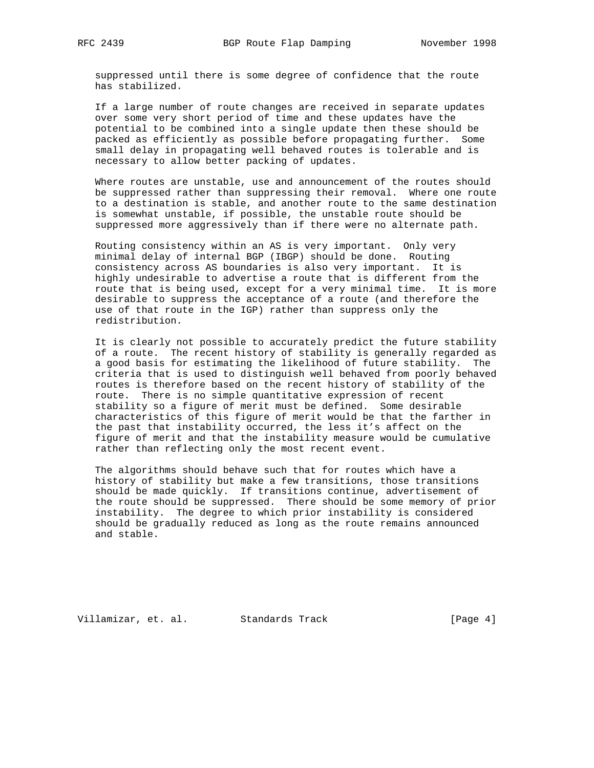suppressed until there is some degree of confidence that the route has stabilized.

If a large number of route changes are received in separate updates over some very short period of time and these updates have the potential to be combined into a single update then these should be packed as efficiently as possible before propagating further. Some small delay in propagating well behaved routes is tolerable and is necessary to allow better packing of updates.

Where routes are unstable, use and announcement of the routes should be suppressed rather than suppressing their removal. Where one route to a destination is stable, and another route to the same destination is somewhat unstable, if possible, the unstable route should be suppressed more aggressively than if there were no alternate path.

Routing consistency within an AS is very important. Only very minimal delay of internal BGP (IBGP) should be done. Routing consistency across AS boundaries is also very important. It is highly undesirable to advertise a route that is different from the route that is being used, except for a very minimal time. It is more desirable to suppress the acceptance of a route (and therefore the use of that route in the IGP) rather than suppress only the redistribution.

It is clearly not possible to accurately predict the future stability of a route. The recent history of stability is generally regarded as a good basis for estimating the likelihood of future stability. The criteria that is used to distinguish well behaved from poorly behaved routes is therefore based on the recent history of stability of the route. There is no simple quantitative expression of recent stability so a figure of merit must be defined. Some desirable characteristics of this figure of merit would be that the farther in the past that instability occurred, the less it's affect on the figure of merit and that the instability measure would be cumulative rather than reflecting only the most recent event.

The algorithms should behave such that for routes which have a history of stability but make a few transitions, those transitions should be made quickly. If transitions continue, advertisement of the route should be suppressed. There should be some memory of prior instability. The degree to which prior instability is considered should be gradually reduced as long as the route remains announced and stable.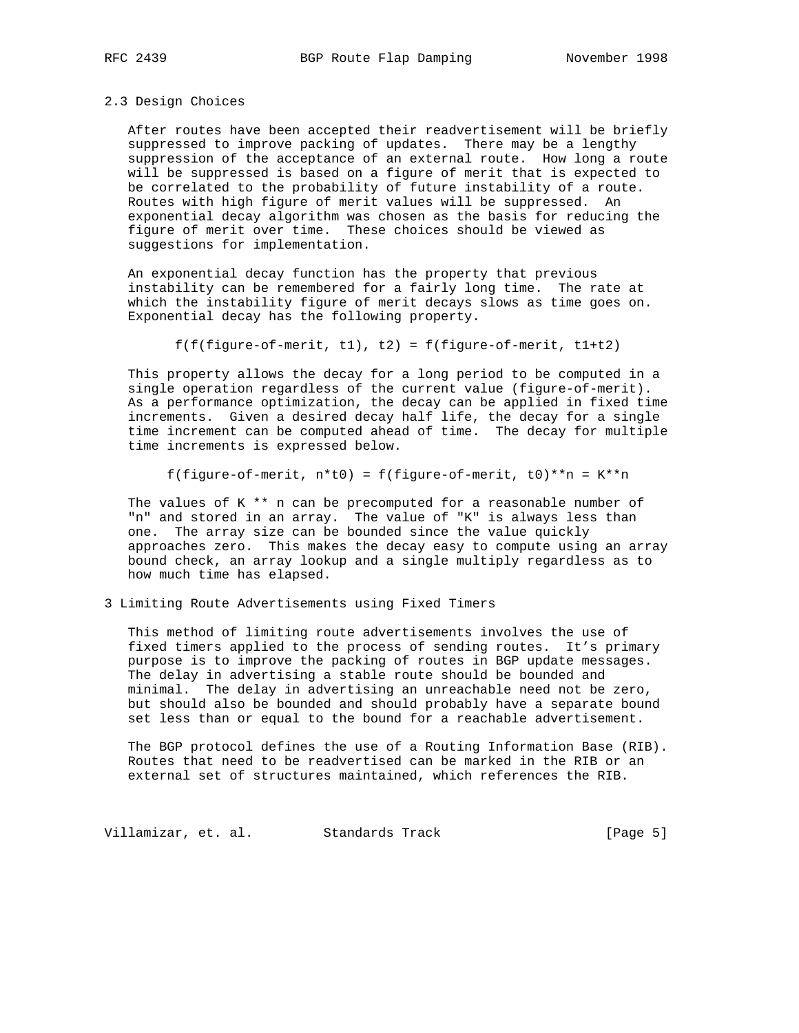### 2.3 Design Choices

After routes have been accepted their readvertisement will be briefly suppressed to improve packing of updates. There may be a lengthy suppression of the acceptance of an external route. How long a route will be suppressed is based on a figure of merit that is expected to be correlated to the probability of future instability of a route. Routes with high figure of merit values will be suppressed. An exponential decay algorithm was chosen as the basis for reducing the figure of merit over time. These choices should be viewed as suggestions for implementation.

An exponential decay function has the property that previous instability can be remembered for a fairly long time. The rate at which the instability figure of merit decays slows as time goes on. Exponential decay has the following property.

```
f(f(figure-of-merit, t1), t2) = f(figure-of-merit, t1+t2)
```

This property allows the decay for a long period to be computed in a single operation regardless of the current value (figure-of-merit). As a performance optimization, the decay can be applied in fixed time increments. Given a desired decay half life, the decay for a single time increment can be computed ahead of time. The decay for multiple time increments is expressed below.

```
f(figure-of-merit, n*t0) = f(figure-of-merit, t0)**n = K**n
```

The values of K ** n can be precomputed for a reasonable number of "n" and stored in an array. The value of "K" is always less than one. The array size can be bounded since the value quickly approaches zero. This makes the decay easy to compute using an array bound check, an array lookup and a single multiply regardless as to how much time has elapsed.

## 3 Limiting Route Advertisements using Fixed Timers

This method of limiting route advertisements involves the use of fixed timers applied to the process of sending routes. It's primary purpose is to improve the packing of routes in BGP update messages. The delay in advertising a stable route should be bounded and minimal. The delay in advertising an unreachable need not be zero, but should also be bounded and should probably have a separate bound set less than or equal to the bound for a reachable advertisement.

The BGP protocol defines the use of a Routing Information Base (RIB). Routes that need to be readvertised can be marked in the RIB or an external set of structures maintained, which references the RIB.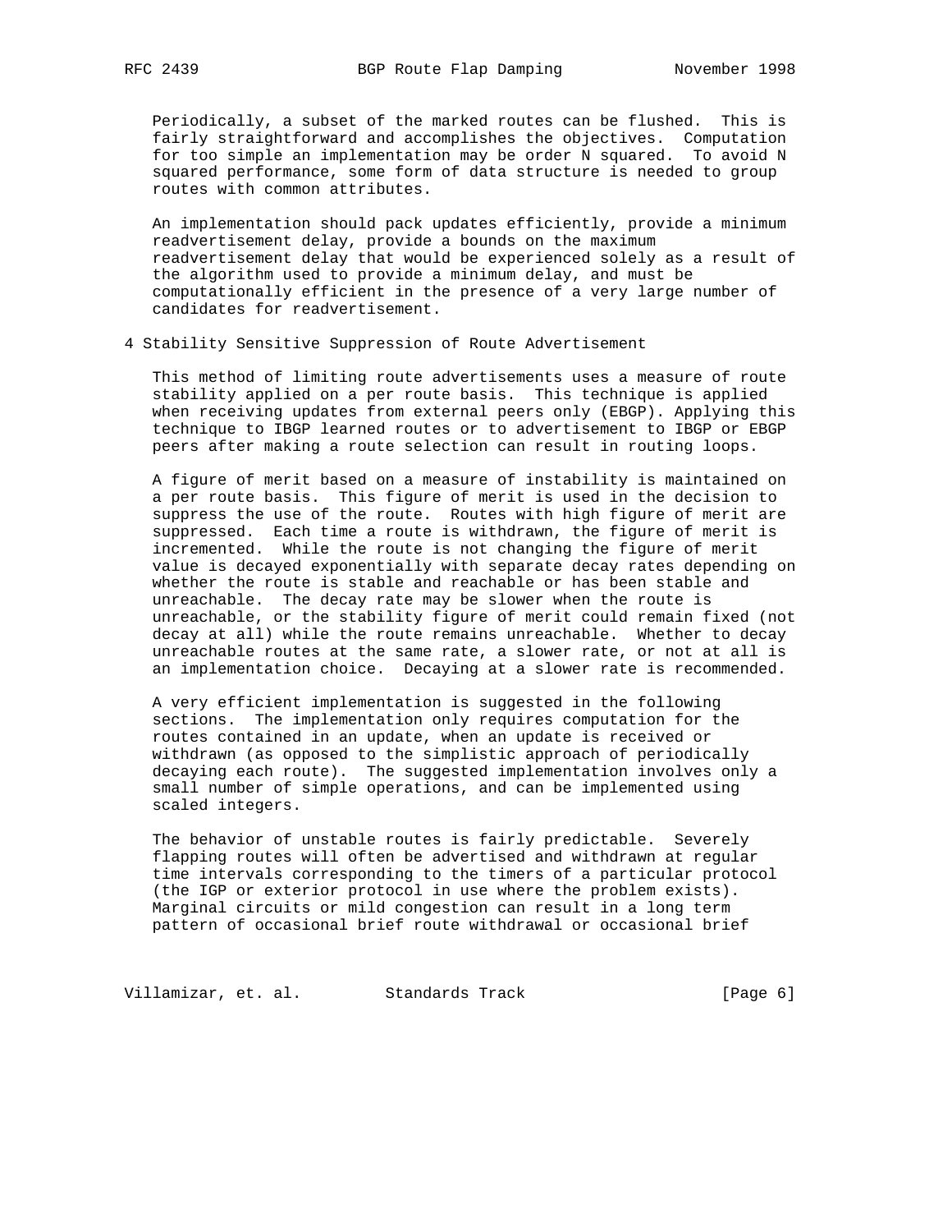Periodically, a subset of the marked routes can be flushed. This is fairly straightforward and accomplishes the objectives. Computation for too simple an implementation may be order N squared. To avoid N squared performance, some form of data structure is needed to group routes with common attributes.

An implementation should pack updates efficiently, provide a minimum readvertisement delay, provide a bounds on the maximum readvertisement delay that would be experienced solely as a result of the algorithm used to provide a minimum delay, and must be computationally efficient in the presence of a very large number of candidates for readvertisement.

## 4 Stability Sensitive Suppression of Route Advertisement

This method of limiting route advertisements uses a measure of route stability applied on a per route basis. This technique is applied when receiving updates from external peers only (EBGP). Applying this technique to IBGP learned routes or to advertisement to IBGP or EBGP peers after making a route selection can result in routing loops.

A figure of merit based on a measure of instability is maintained on a per route basis. This figure of merit is used in the decision to suppress the use of the route. Routes with high figure of merit are suppressed. Each time a route is withdrawn, the figure of merit is incremented. While the route is not changing the figure of merit value is decayed exponentially with separate decay rates depending on whether the route is stable and reachable or has been stable and unreachable. The decay rate may be slower when the route is unreachable, or the stability figure of merit could remain fixed (not decay at all) while the route remains unreachable. Whether to decay unreachable routes at the same rate, a slower rate, or not at all is an implementation choice. Decaying at a slower rate is recommended.

A very efficient implementation is suggested in the following sections. The implementation only requires computation for the routes contained in an update, when an update is received or withdrawn (as opposed to the simplistic approach of periodically decaying each route). The suggested implementation involves only a small number of simple operations, and can be implemented using scaled integers.

The behavior of unstable routes is fairly predictable. Severely flapping routes will often be advertised and withdrawn at regular time intervals corresponding to the timers of a particular protocol (the IGP or exterior protocol in use where the problem exists). Marginal circuits or mild congestion can result in a long term pattern of occasional brief route withdrawal or occasional brief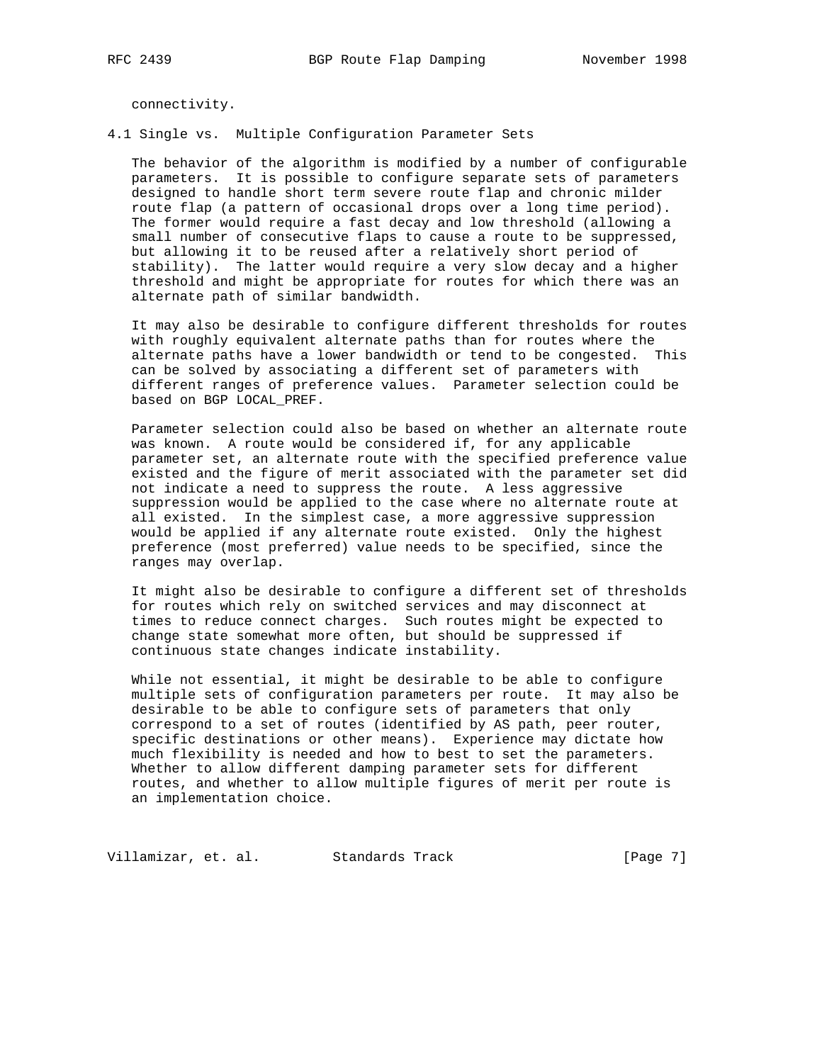connectivity.

## 4.1 Single vs. Multiple Configuration Parameter Sets

The behavior of the algorithm is modified by a number of configurable parameters. It is possible to configure separate sets of parameters designed to handle short term severe route flap and chronic milder route flap (a pattern of occasional drops over a long time period). The former would require a fast decay and low threshold (allowing a small number of consecutive flaps to cause a route to be suppressed, but allowing it to be reused after a relatively short period of stability). The latter would require a very slow decay and a higher threshold and might be appropriate for routes for which there was an alternate path of similar bandwidth.

It may also be desirable to configure different thresholds for routes with roughly equivalent alternate paths than for routes where the alternate paths have a lower bandwidth or tend to be congested. This can be solved by associating a different set of parameters with different ranges of preference values. Parameter selection could be based on BGP LOCAL_PREF.

Parameter selection could also be based on whether an alternate route was known. A route would be considered if, for any applicable parameter set, an alternate route with the specified preference value existed and the figure of merit associated with the parameter set did not indicate a need to suppress the route. A less aggressive suppression would be applied to the case where no alternate route at all existed. In the simplest case, a more aggressive suppression would be applied if any alternate route existed. Only the highest preference (most preferred) value needs to be specified, since the ranges may overlap.

It might also be desirable to configure a different set of thresholds for routes which rely on switched services and may disconnect at times to reduce connect charges. Such routes might be expected to change state somewhat more often, but should be suppressed if continuous state changes indicate instability.

While not essential, it might be desirable to be able to configure multiple sets of configuration parameters per route. It may also be desirable to be able to configure sets of parameters that only correspond to a set of routes (identified by AS path, peer router, specific destinations or other means). Experience may dictate how much flexibility is needed and how to best to set the parameters. Whether to allow different damping parameter sets for different routes, and whether to allow multiple figures of merit per route is an implementation choice.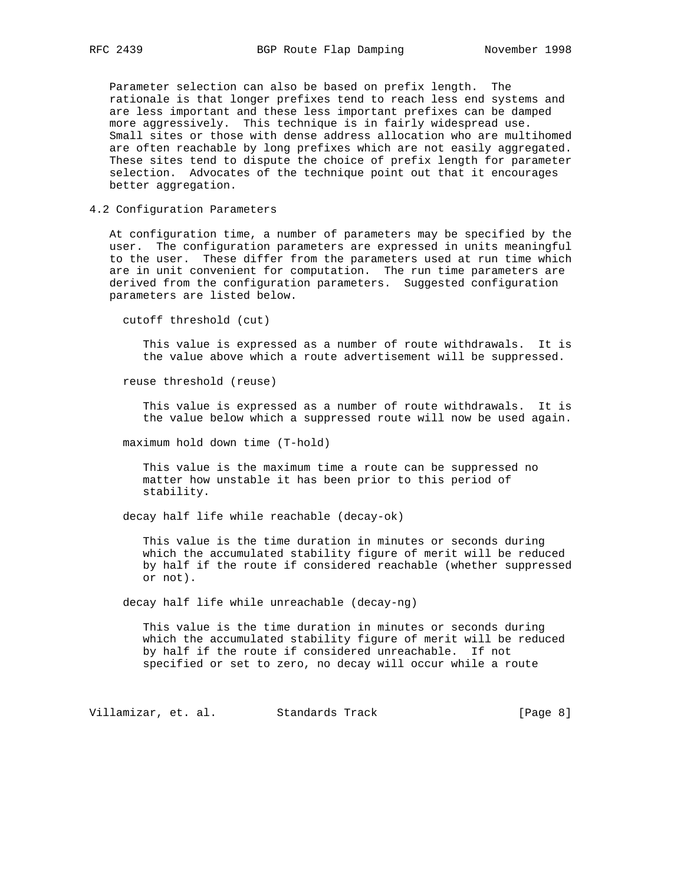Parameter selection can also be based on prefix length. The rationale is that longer prefixes tend to reach less end systems and are less important and these less important prefixes can be damped more aggressively. This technique is in fairly widespread use. Small sites or those with dense address allocation who are multihomed are often reachable by long prefixes which are not easily aggregated. These sites tend to dispute the choice of prefix length for parameter selection. Advocates of the technique point out that it encourages better aggregation.

## 4.2 Configuration Parameters

At configuration time, a number of parameters may be specified by the user. The configuration parameters are expressed in units meaningful to the user. These differ from the parameters used at run time which are in unit convenient for computation. The run time parameters are derived from the configuration parameters. Suggested configuration parameters are listed below.

cutoff threshold (cut)

> This value is expressed as a number of route withdrawals. It is the value above which a route advertisement will be suppressed.

reuse threshold (reuse)

> This value is expressed as a number of route withdrawals. It is the value below which a suppressed route will now be used again.

maximum hold down time (T-hold)

> This value is the maximum time a route can be suppressed no matter how unstable it has been prior to this period of stability.

decay half life while reachable (decay-ok)

> This value is the time duration in minutes or seconds during which the accumulated stability figure of merit will be reduced by half if the route if considered reachable (whether suppressed or not).

decay half life while unreachable (decay-ng)

> This value is the time duration in minutes or seconds during which the accumulated stability figure of merit will be reduced by half if the route if considered unreachable. If not specified or set to zero, no decay will occur while a route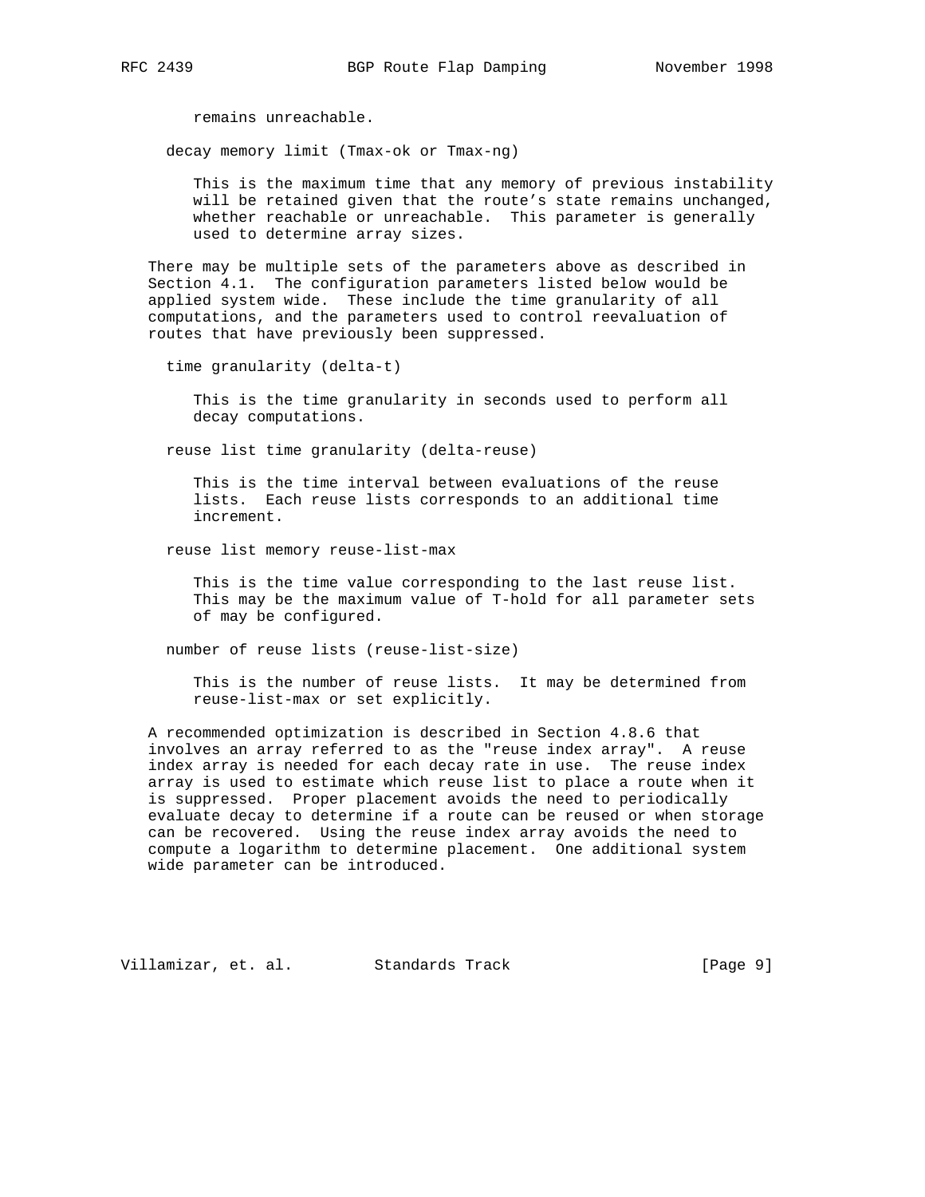remains unreachable.

decay memory limit (Tmax-ok or Tmax-ng)

This is the maximum time that any memory of previous instability will be retained given that the route's state remains unchanged, whether reachable or unreachable. This parameter is generally used to determine array sizes.

There may be multiple sets of the parameters above as described in Section 4.1. The configuration parameters listed below would be applied system wide. These include the time granularity of all computations, and the parameters used to control reevaluation of routes that have previously been suppressed.

time granularity (delta-t)

This is the time granularity in seconds used to perform all decay computations.

reuse list time granularity (delta-reuse)

This is the time interval between evaluations of the reuse lists. Each reuse lists corresponds to an additional time increment.

reuse list memory reuse-list-max

This is the time value corresponding to the last reuse list. This may be the maximum value of T-hold for all parameter sets of may be configured.

number of reuse lists (reuse-list-size)

This is the number of reuse lists. It may be determined from reuse-list-max or set explicitly.

A recommended optimization is described in Section 4.8.6 that involves an array referred to as the "reuse index array". A reuse index array is needed for each decay rate in use. The reuse index array is used to estimate which reuse list to place a route when it is suppressed. Proper placement avoids the need to periodically evaluate decay to determine if a route can be reused or when storage can be recovered. Using the reuse index array avoids the need to compute a logarithm to determine placement. One additional system wide parameter can be introduced.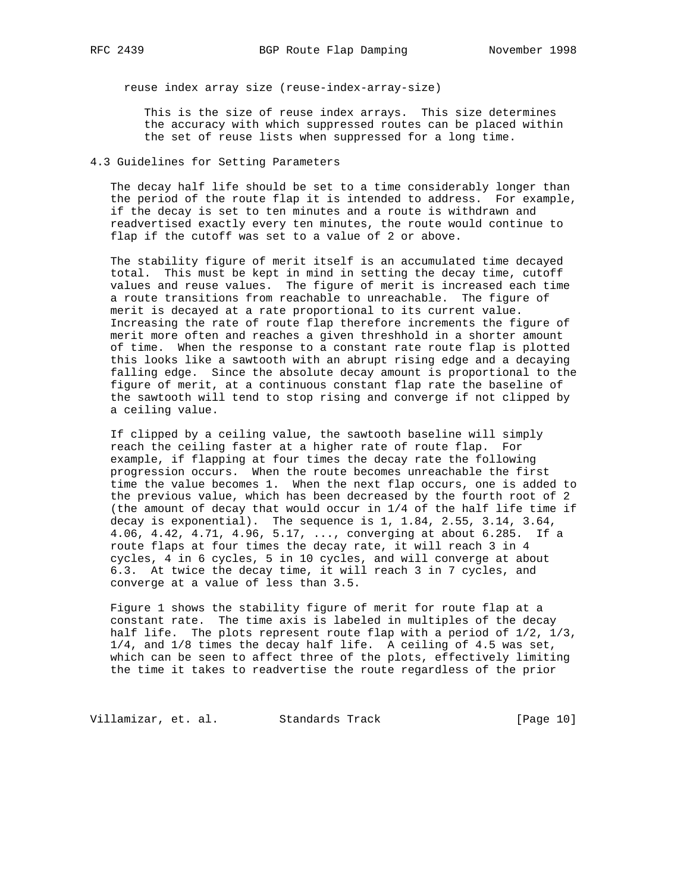reuse index array size (reuse-index-array-size)

This is the size of reuse index arrays. This size determines the accuracy with which suppressed routes can be placed within the set of reuse lists when suppressed for a long time.

### 4.3 Guidelines for Setting Parameters

The decay half life should be set to a time considerably longer than the period of the route flap it is intended to address. For example, if the decay is set to ten minutes and a route is withdrawn and readvertised exactly every ten minutes, the route would continue to flap if the cutoff was set to a value of 2 or above.

The stability figure of merit itself is an accumulated time decayed total. This must be kept in mind in setting the decay time, cutoff values and reuse values. The figure of merit is increased each time a route transitions from reachable to unreachable. The figure of merit is decayed at a rate proportional to its current value. Increasing the rate of route flap therefore increments the figure of merit more often and reaches a given threshhold in a shorter amount of time. When the response to a constant rate route flap is plotted this looks like a sawtooth with an abrupt rising edge and a decaying falling edge. Since the absolute decay amount is proportional to the figure of merit, at a continuous constant flap rate the baseline of the sawtooth will tend to stop rising and converge if not clipped by a ceiling value.

If clipped by a ceiling value, the sawtooth baseline will simply reach the ceiling faster at a higher rate of route flap. For example, if flapping at four times the decay rate the following progression occurs. When the route becomes unreachable the first time the value becomes 1. When the next flap occurs, one is added to the previous value, which has been decreased by the fourth root of 2 (the amount of decay that would occur in 1/4 of the half life time if decay is exponential). The sequence is 1, 1.84, 2.55, 3.14, 3.64, 4.06, 4.42, 4.71, 4.96, 5.17, ..., converging at about 6.285. If a route flaps at four times the decay rate, it will reach 3 in 4 cycles, 4 in 6 cycles, 5 in 10 cycles, and will converge at about 6.3. At twice the decay time, it will reach 3 in 7 cycles, and converge at a value of less than 3.5.

Figure 1 shows the stability figure of merit for route flap at a constant rate. The time axis is labeled in multiples of the decay half life. The plots represent route flap with a period of 1/2, 1/3, 1/4, and 1/8 times the decay half life. A ceiling of 4.5 was set, which can be seen to affect three of the plots, effectively limiting the time it takes to readvertise the route regardless of the prior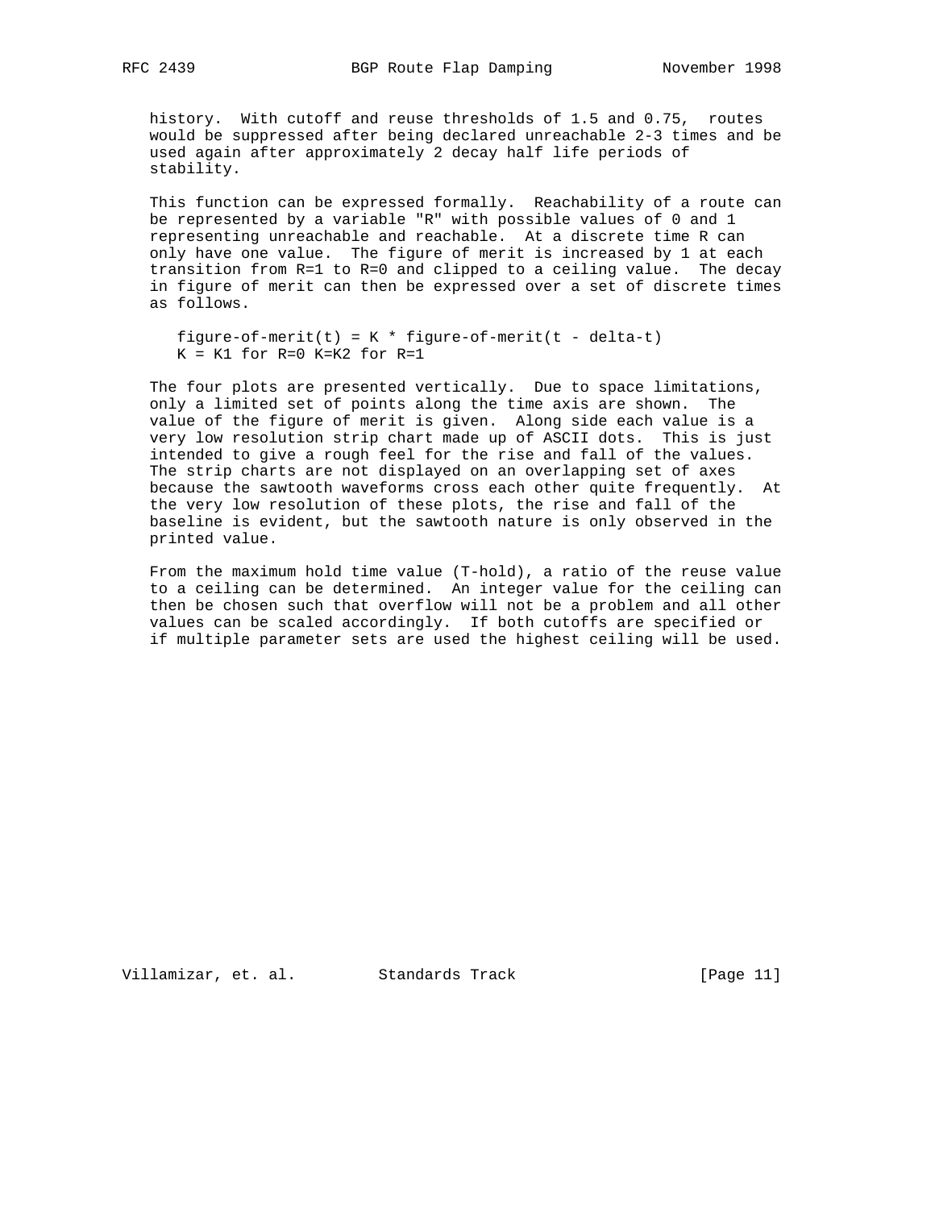history. With cutoff and reuse thresholds of 1.5 and 0.75, routes would be suppressed after being declared unreachable 2-3 times and be used again after approximately 2 decay half life periods of stability.

This function can be expressed formally. Reachability of a route can be represented by a variable "R" with possible values of 0 and 1 representing unreachable and reachable. At a discrete time R can only have one value. The figure of merit is increased by 1 at each transition from R=1 to R=0 and clipped to a ceiling value. The decay in figure of merit can then be expressed over a set of discrete times as follows.

```
figure-of-merit(t) = K * figure-of-merit(t - delta-t)
K = K1 for R=0 K=K2 for R=1
```

The four plots are presented vertically. Due to space limitations, only a limited set of points along the time axis are shown. The value of the figure of merit is given. Along side each value is a very low resolution strip chart made up of ASCII dots. This is just intended to give a rough feel for the rise and fall of the values. The strip charts are not displayed on an overlapping set of axes because the sawtooth waveforms cross each other quite frequently. At the very low resolution of these plots, the rise and fall of the baseline is evident, but the sawtooth nature is only observed in the printed value.

From the maximum hold time value (T-hold), a ratio of the reuse value to a ceiling can be determined. An integer value for the ceiling can then be chosen such that overflow will not be a problem and all other values can be scaled accordingly. If both cutoffs are specified or if multiple parameter sets are used the highest ceiling will be used.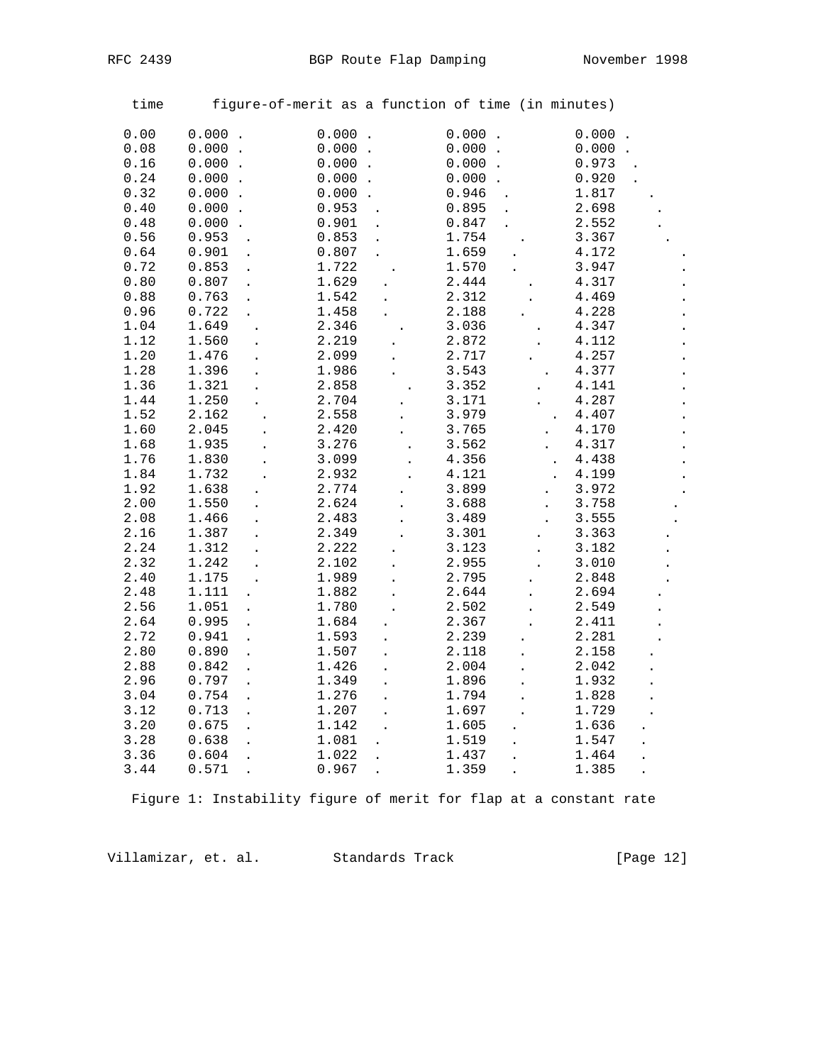```
   time      figure-of-merit as a function of time (in minutes)

   0.00    0.000 .         0.000 .         0.000 .         0.000 .
   0.08    0.000 .         0.000 .         0.000 .         0.000 .
   0.16    0.000 .         0.000 .         0.000 .         0.973  .
   0.24    0.000 .         0.000 .         0.000 .         0.920  .
   0.32    0.000 .         0.000 .         0.946  .        1.817    .
   0.40    0.000 .         0.953  .        0.895  .        2.698     .
   0.48    0.000 .         0.901  .        0.847  .        2.552     .
   0.56    0.953  .        0.853  .        1.754    .      3.367      .
   0.64    0.901  .        0.807  .        1.659   .       4.172        .
   0.72    0.853  .        1.722    .      1.570   .       3.947        .
   0.80    0.807  .        1.629   .       2.444     .     4.317        .
   0.88    0.763  .        1.542   .       2.312     .     4.469        .
   0.96    0.722  .        1.458   .       2.188    .      4.228        .
   1.04    1.649   .       2.346    .      3.036      .    4.347        .
   1.12    1.560   .       2.219    .      2.872      .    4.112        .
   1.20    1.476   .       2.099    .      2.717     .     4.257        .
   1.28    1.396   .       1.986    .      3.543       .   4.377        .
   1.36    1.321   .       2.858     .     3.352      .    4.141        .
   1.44    1.250   .       2.704    .      3.171      .    4.287        .
   1.52    2.162    .      2.558    .      3.979        .  4.407        .
   1.60    2.045    .      2.420    .      3.765       .   4.170        .
   1.68    1.935    .      3.276     .     3.562       .   4.317        .
   1.76    1.830    .      3.099     .     4.356        .  4.438        .
   1.84    1.732    .      2.932     .     4.121        .  4.199        .
   1.92    1.638   .       2.774    .      3.899       .   3.972        .
   2.00    1.550   .       2.624    .      3.688       .   3.758       .
   2.08    1.466   .       2.483    .      3.489       .   3.555       .
   2.16    1.387   .       2.349    .      3.301      .    3.363      .
   2.24    1.312   .       2.222   .       3.123      .    3.182      .
   2.32    1.242   .       2.102   .       2.955      .    3.010      .
   2.40    1.175   .       1.989   .       2.795     .     2.848      .
   2.48    1.111  .        1.882   .       2.644     .     2.694     .
   2.56    1.051  .        1.780   .       2.502     .     2.549     .
   2.64    0.995  .        1.684  .        2.367     .     2.411     .
   2.72    0.941  .        1.593  .        2.239    .      2.281     .
   2.80    0.890  .        1.507  .        2.118    .      2.158    .
   2.88    0.842  .        1.426  .        2.004    .      2.042    .
   2.96    0.797  .        1.349  .        1.896    .      1.932    .
   3.04    0.754  .        1.276  .        1.794    .      1.828    .
   3.12    0.713  .        1.207  .        1.697    .      1.729    .
   3.20    0.675  .        1.142  .        1.605   .       1.636   .
   3.28    0.638  .        1.081  .        1.519   .       1.547   .
   3.36    0.604  .        1.022  .        1.437   .       1.464   .
   3.44    0.571  .        0.967  .        1.359   .       1.385   .
```

Figure 1: Instability figure of merit for flap at a constant rate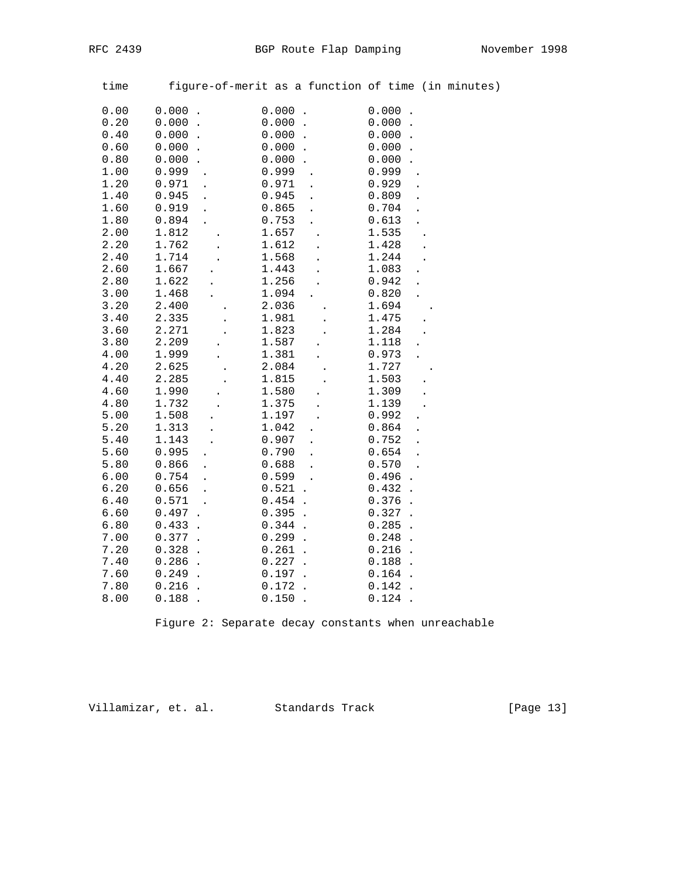```
  time      figure-of-merit as a function of time (in minutes)

  0.00    0.000 .          0.000 .          0.000 .
  0.20    0.000 .          0.000 .          0.000 .
  0.40    0.000 .          0.000 .          0.000 .
  0.60    0.000 .          0.000 .          0.000 .
  0.80    0.000 .          0.000 .          0.000 .
  1.00    0.999  .         0.999  .         0.999  .
  1.20    0.971  .         0.971  .         0.929  .
  1.40    0.945  .         0.945  .         0.809  .
  1.60    0.919  .         0.865  .         0.704  .
  1.80    0.894  .         0.753  .         0.613  .
  2.00    1.812    .       1.657   .        1.535   .
  2.20    1.762    .       1.612   .        1.428   .
  2.40    1.714    .       1.568   .        1.244   .
  2.60    1.667   .        1.443   .        1.083  .
  2.80    1.622   .        1.256   .        0.942  .
  3.00    1.468   .        1.094  .         0.820  .
  3.20    2.400     .      2.036    .       1.694    .
  3.40    2.335     .      1.981    .       1.475   .
  3.60    2.271     .      1.823    .       1.284   .
  3.80    2.209    .       1.587   .        1.118  .
  4.00    1.999    .       1.381   .        0.973  .
  4.20    2.625     .      2.084    .       1.727    .
  4.40    2.285     .      1.815    .       1.503   .
  4.60    1.990    .       1.580   .        1.309   .
  4.80    1.732    .       1.375   .        1.139   .
  5.00    1.508   .        1.197   .        0.992  .
  5.20    1.313   .        1.042  .         0.864  .
  5.40    1.143   .        0.907  .         0.752  .
  5.60    0.995  .         0.790  .         0.654  .
  5.80    0.866  .         0.688  .         0.570  .
  6.00    0.754  .         0.599  .         0.496 .
  6.20    0.656  .         0.521 .          0.432 .
  6.40    0.571  .         0.454 .          0.376 .
  6.60    0.497 .          0.395 .          0.327 .
  6.80    0.433 .          0.344 .          0.285 .
  7.00    0.377 .          0.299 .          0.248 .
  7.20    0.328 .          0.261 .          0.216 .
  7.40    0.286 .          0.227 .          0.188 .
  7.60    0.249 .          0.197 .          0.164 .
  7.80    0.216 .          0.172 .          0.142 .
  8.00    0.188 .          0.150 .          0.124 .
```

Figure 2: Separate decay constants when unreachable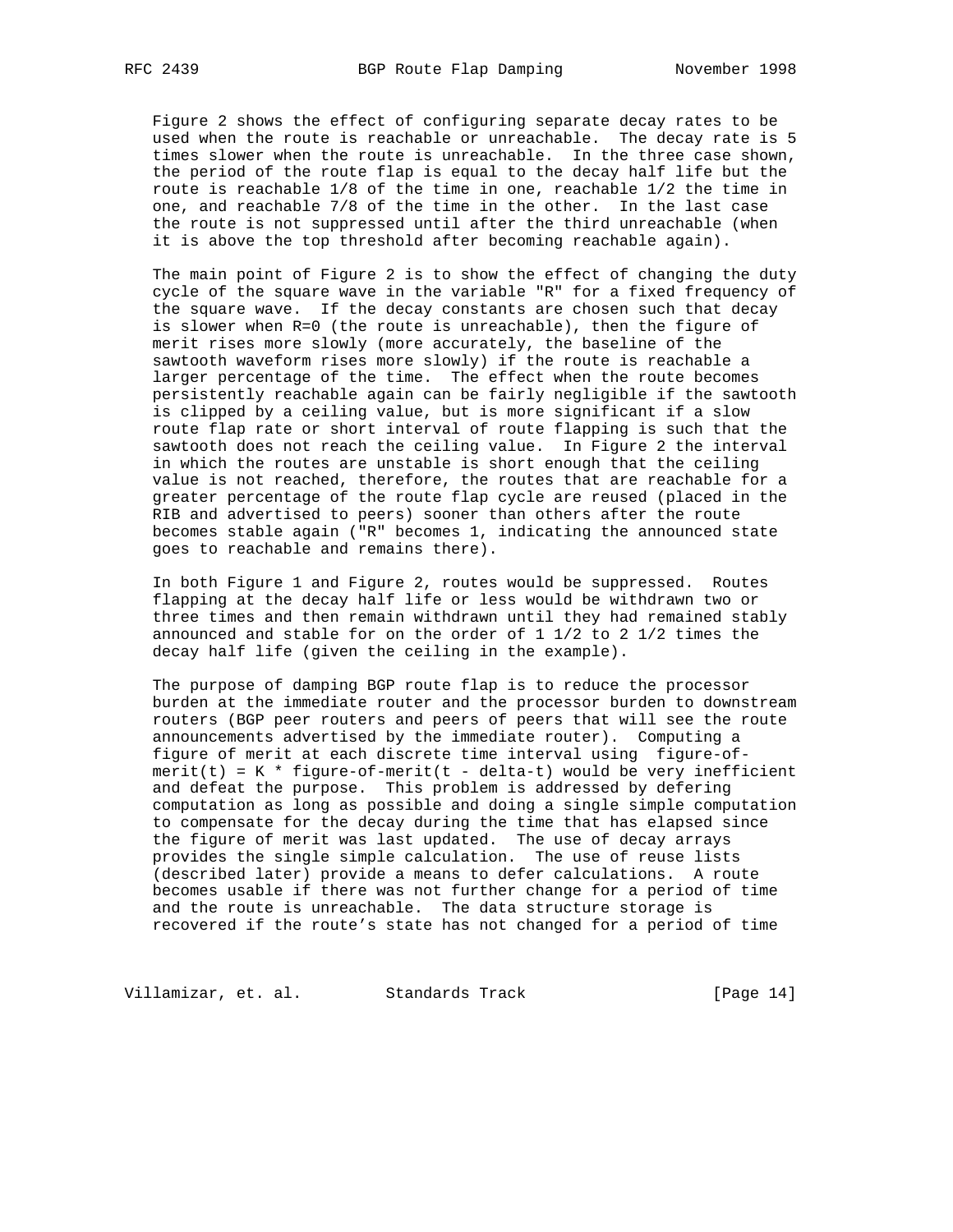Figure 2 shows the effect of configuring separate decay rates to be used when the route is reachable or unreachable. The decay rate is 5 times slower when the route is unreachable. In the three case shown, the period of the route flap is equal to the decay half life but the route is reachable 1/8 of the time in one, reachable 1/2 the time in one, and reachable 7/8 of the time in the other. In the last case the route is not suppressed until after the third unreachable (when it is above the top threshold after becoming reachable again).

The main point of Figure 2 is to show the effect of changing the duty cycle of the square wave in the variable "R" for a fixed frequency of the square wave. If the decay constants are chosen such that decay is slower when R=0 (the route is unreachable), then the figure of merit rises more slowly (more accurately, the baseline of the sawtooth waveform rises more slowly) if the route is reachable a larger percentage of the time. The effect when the route becomes persistently reachable again can be fairly negligible if the sawtooth is clipped by a ceiling value, but is more significant if a slow route flap rate or short interval of route flapping is such that the sawtooth does not reach the ceiling value. In Figure 2 the interval in which the routes are unstable is short enough that the ceiling value is not reached, therefore, the routes that are reachable for a greater percentage of the route flap cycle are reused (placed in the RIB and advertised to peers) sooner than others after the route becomes stable again ("R" becomes 1, indicating the announced state goes to reachable and remains there).

In both Figure 1 and Figure 2, routes would be suppressed. Routes flapping at the decay half life or less would be withdrawn two or three times and then remain withdrawn until they had remained stably announced and stable for on the order of 1 1/2 to 2 1/2 times the decay half life (given the ceiling in the example).

The purpose of damping BGP route flap is to reduce the processor burden at the immediate router and the processor burden to downstream routers (BGP peer routers and peers of peers that will see the route announcements advertised by the immediate router). Computing a figure of merit at each discrete time interval using figure-of-merit(t) = K * figure-of-merit(t - delta-t) would be very inefficient and defeat the purpose. This problem is addressed by defering computation as long as possible and doing a single simple computation to compensate for the decay during the time that has elapsed since the figure of merit was last updated. The use of decay arrays provides the single simple calculation. The use of reuse lists (described later) provide a means to defer calculations. A route becomes usable if there was not further change for a period of time and the route is unreachable. The data structure storage is recovered if the route's state has not changed for a period of time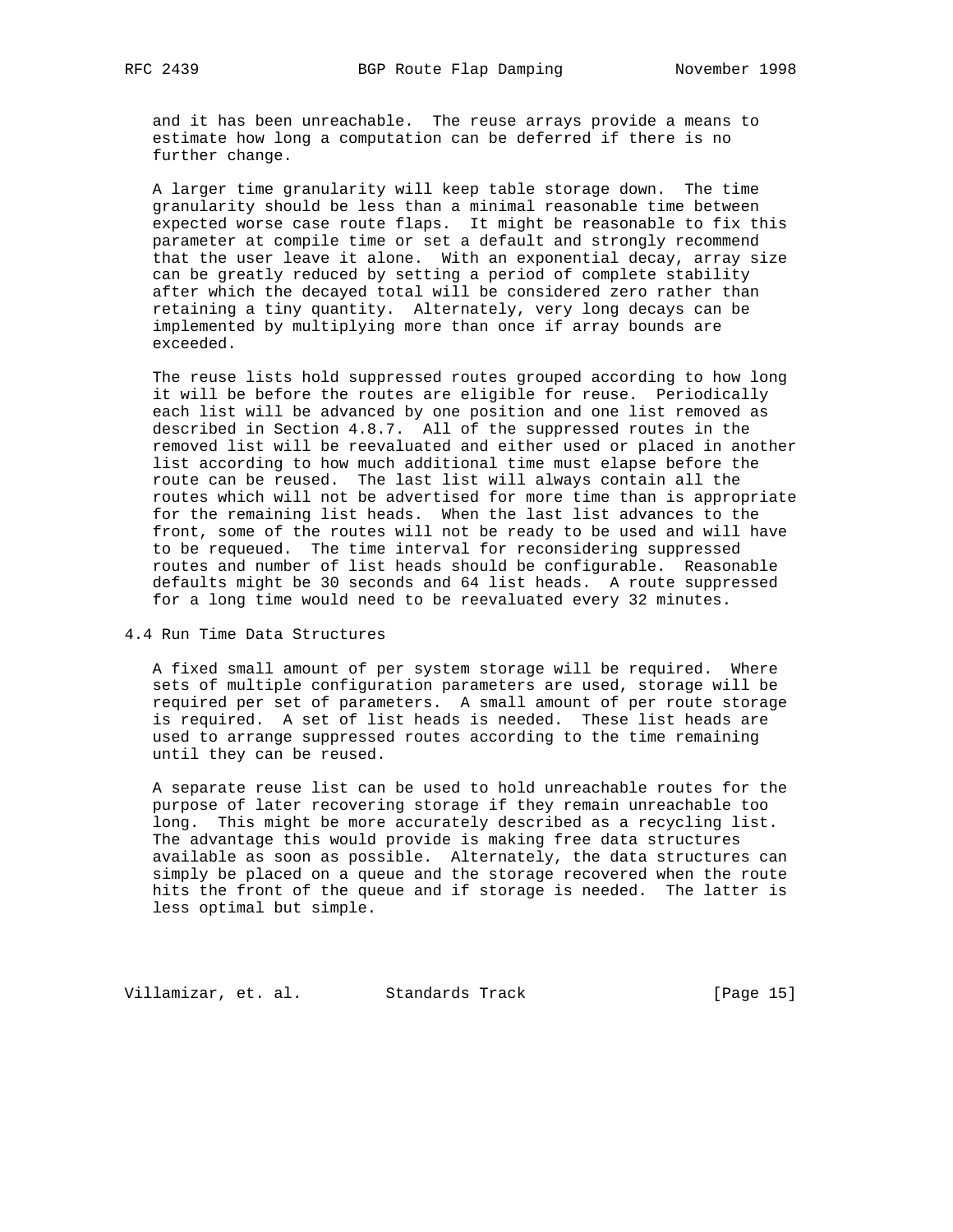and it has been unreachable. The reuse arrays provide a means to estimate how long a computation can be deferred if there is no further change.

A larger time granularity will keep table storage down. The time granularity should be less than a minimal reasonable time between expected worse case route flaps. It might be reasonable to fix this parameter at compile time or set a default and strongly recommend that the user leave it alone. With an exponential decay, array size can be greatly reduced by setting a period of complete stability after which the decayed total will be considered zero rather than retaining a tiny quantity. Alternately, very long decays can be implemented by multiplying more than once if array bounds are exceeded.

The reuse lists hold suppressed routes grouped according to how long it will be before the routes are eligible for reuse. Periodically each list will be advanced by one position and one list removed as described in Section 4.8.7. All of the suppressed routes in the removed list will be reevaluated and either used or placed in another list according to how much additional time must elapse before the route can be reused. The last list will always contain all the routes which will not be advertised for more time than is appropriate for the remaining list heads. When the last list advances to the front, some of the routes will not be ready to be used and will have to be requeued. The time interval for reconsidering suppressed routes and number of list heads should be configurable. Reasonable defaults might be 30 seconds and 64 list heads. A route suppressed for a long time would need to be reevaluated every 32 minutes.

## 4.4 Run Time Data Structures

A fixed small amount of per system storage will be required. Where sets of multiple configuration parameters are used, storage will be required per set of parameters. A small amount of per route storage is required. A set of list heads is needed. These list heads are used to arrange suppressed routes according to the time remaining until they can be reused.

A separate reuse list can be used to hold unreachable routes for the purpose of later recovering storage if they remain unreachable too long. This might be more accurately described as a recycling list. The advantage this would provide is making free data structures available as soon as possible. Alternately, the data structures can simply be placed on a queue and the storage recovered when the route hits the front of the queue and if storage is needed. The latter is less optimal but simple.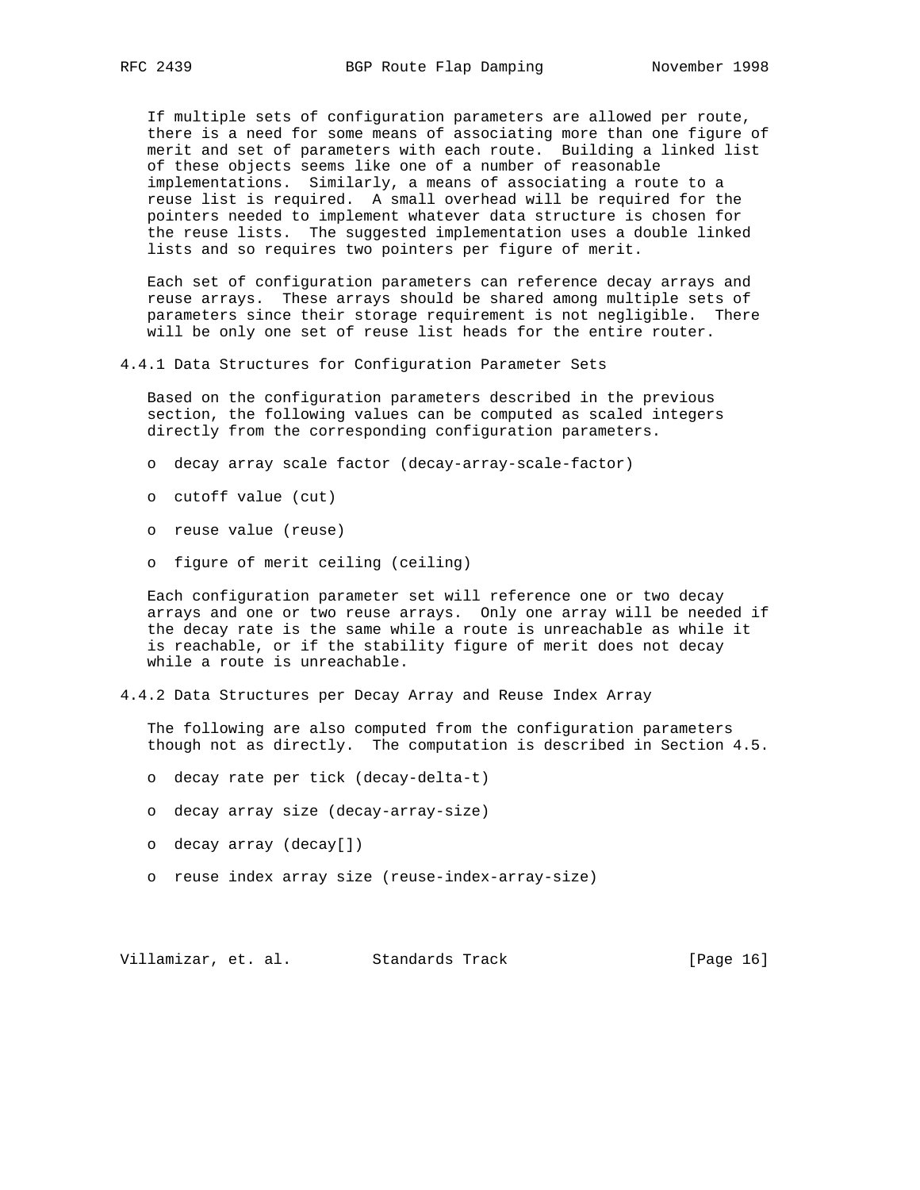If multiple sets of configuration parameters are allowed per route, there is a need for some means of associating more than one figure of merit and set of parameters with each route. Building a linked list of these objects seems like one of a number of reasonable implementations. Similarly, a means of associating a route to a reuse list is required. A small overhead will be required for the pointers needed to implement whatever data structure is chosen for the reuse lists. The suggested implementation uses a double linked lists and so requires two pointers per figure of merit.

Each set of configuration parameters can reference decay arrays and reuse arrays. These arrays should be shared among multiple sets of parameters since their storage requirement is not negligible. There will be only one set of reuse list heads for the entire router.

### 4.4.1 Data Structures for Configuration Parameter Sets

Based on the configuration parameters described in the previous section, the following values can be computed as scaled integers directly from the corresponding configuration parameters.

- decay array scale factor (decay-array-scale-factor)
- cutoff value (cut)
- reuse value (reuse)
- figure of merit ceiling (ceiling)

Each configuration parameter set will reference one or two decay arrays and one or two reuse arrays. Only one array will be needed if the decay rate is the same while a route is unreachable as while it is reachable, or if the stability figure of merit does not decay while a route is unreachable.

### 4.4.2 Data Structures per Decay Array and Reuse Index Array

The following are also computed from the configuration parameters though not as directly. The computation is described in Section 4.5.

- decay rate per tick (decay-delta-t)
- decay array size (decay-array-size)
- decay array (decay[])
- reuse index array size (reuse-index-array-size)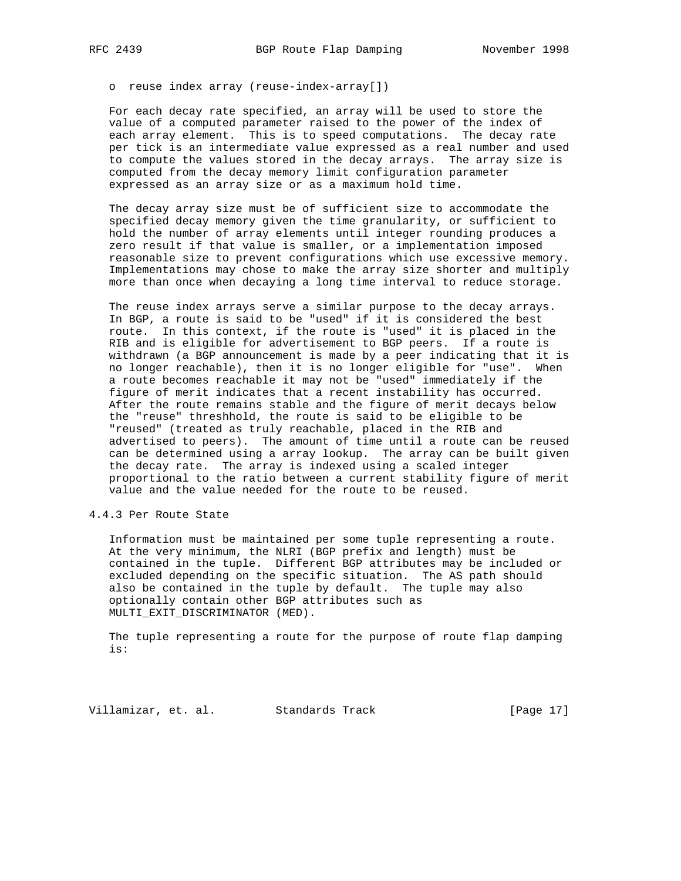o  reuse index array (reuse-index-array[])

For each decay rate specified, an array will be used to store the value of a computed parameter raised to the power of the index of each array element. This is to speed computations. The decay rate per tick is an intermediate value expressed as a real number and used to compute the values stored in the decay arrays. The array size is computed from the decay memory limit configuration parameter expressed as an array size or as a maximum hold time.

The decay array size must be of sufficient size to accommodate the specified decay memory given the time granularity, or sufficient to hold the number of array elements until integer rounding produces a zero result if that value is smaller, or a implementation imposed reasonable size to prevent configurations which use excessive memory. Implementations may chose to make the array size shorter and multiply more than once when decaying a long time interval to reduce storage.

The reuse index arrays serve a similar purpose to the decay arrays. In BGP, a route is said to be "used" if it is considered the best route. In this context, if the route is "used" it is placed in the RIB and is eligible for advertisement to BGP peers. If a route is withdrawn (a BGP announcement is made by a peer indicating that it is no longer reachable), then it is no longer eligible for "use". When a route becomes reachable it may not be "used" immediately if the figure of merit indicates that a recent instability has occurred. After the route remains stable and the figure of merit decays below the "reuse" threshhold, the route is said to be eligible to be "reused" (treated as truly reachable, placed in the RIB and advertised to peers). The amount of time until a route can be reused can be determined using a array lookup. The array can be built given the decay rate. The array is indexed using a scaled integer proportional to the ratio between a current stability figure of merit value and the value needed for the route to be reused.

### 4.4.3 Per Route State

Information must be maintained per some tuple representing a route. At the very minimum, the NLRI (BGP prefix and length) must be contained in the tuple. Different BGP attributes may be included or excluded depending on the specific situation. The AS path should also be contained in the tuple by default. The tuple may also optionally contain other BGP attributes such as MULTI_EXIT_DISCRIMINATOR (MED).

The tuple representing a route for the purpose of route flap damping is: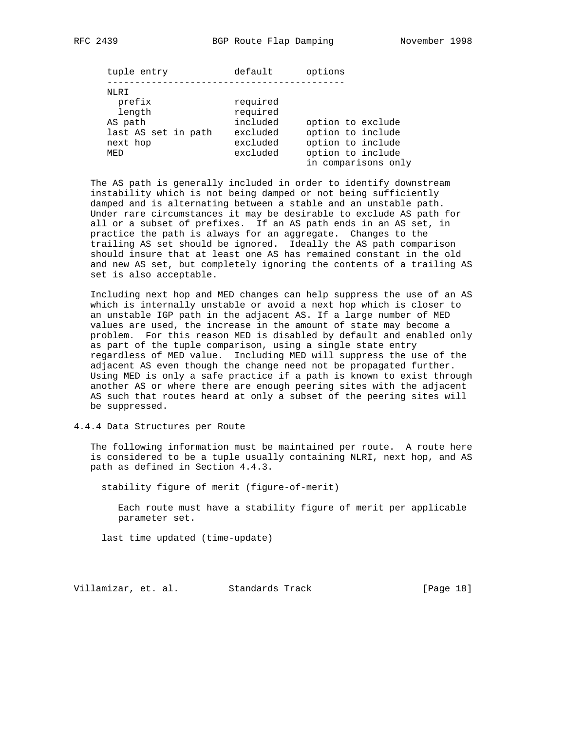| tuple entry | default | options |
|---|---|---|
| NLRI | | |
| prefix | required | |
| length | required | |
| AS path | included | option to exclude |
| last AS set in path | excluded | option to include |
| next hop | excluded | option to include |
| MED | excluded | option to include in comparisons only |

The AS path is generally included in order to identify downstream instability which is not being damped or not being sufficiently damped and is alternating between a stable and an unstable path. Under rare circumstances it may be desirable to exclude AS path for all or a subset of prefixes. If an AS path ends in an AS set, in practice the path is always for an aggregate. Changes to the trailing AS set should be ignored. Ideally the AS path comparison should insure that at least one AS has remained constant in the old and new AS set, but completely ignoring the contents of a trailing AS set is also acceptable.

Including next hop and MED changes can help suppress the use of an AS which is internally unstable or avoid a next hop which is closer to an unstable IGP path in the adjacent AS. If a large number of MED values are used, the increase in the amount of state may become a problem. For this reason MED is disabled by default and enabled only as part of the tuple comparison, using a single state entry regardless of MED value. Including MED will suppress the use of the adjacent AS even though the change need not be propagated further. Using MED is only a safe practice if a path is known to exist through another AS or where there are enough peering sites with the adjacent AS such that routes heard at only a subset of the peering sites will be suppressed.

### 4.4.4 Data Structures per Route

The following information must be maintained per route. A route here is considered to be a tuple usually containing NLRI, next hop, and AS path as defined in Section 4.4.3.

stability figure of merit (figure-of-merit)

Each route must have a stability figure of merit per applicable parameter set.

last time updated (time-update)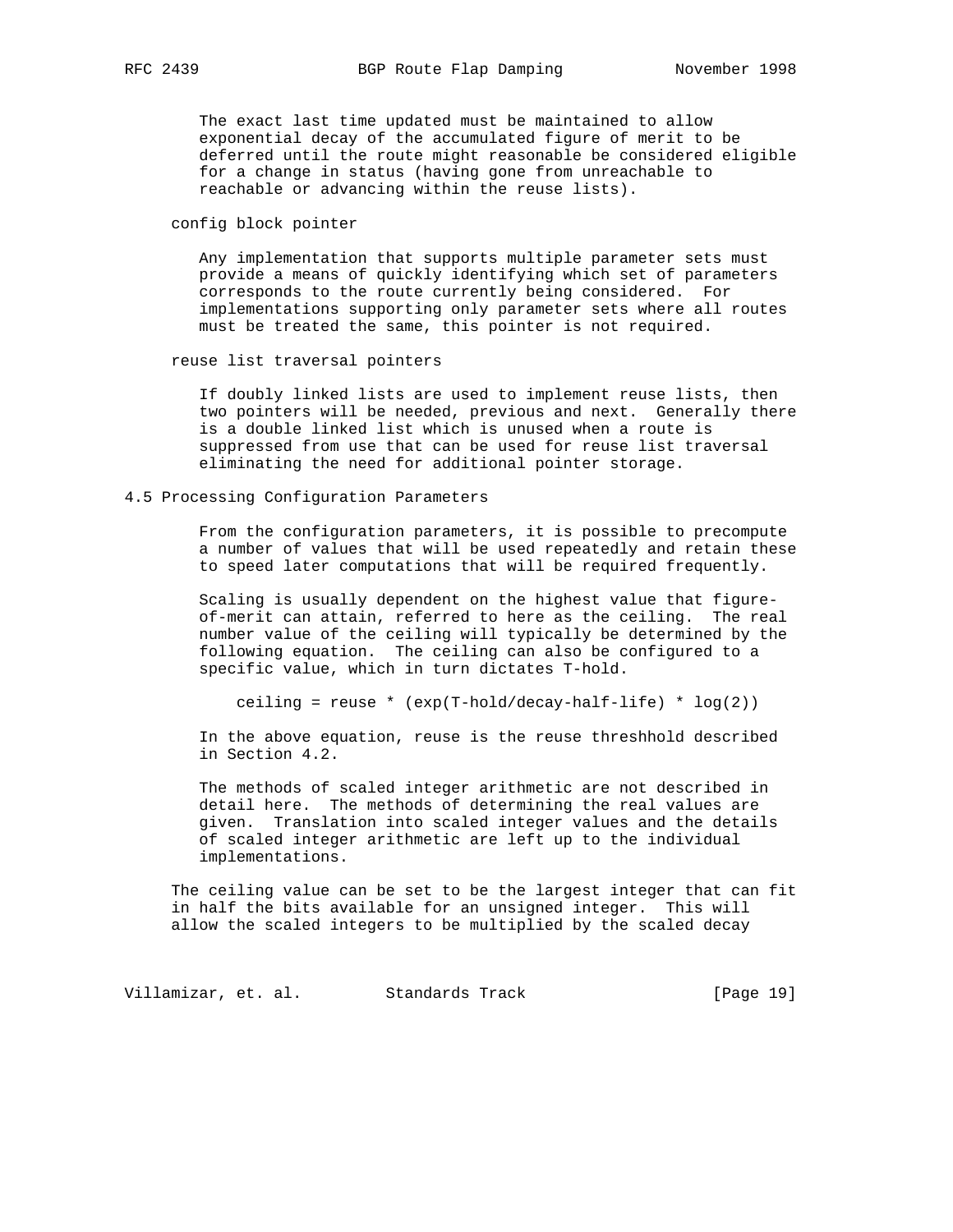The exact last time updated must be maintained to allow exponential decay of the accumulated figure of merit to be deferred until the route might reasonable be considered eligible for a change in status (having gone from unreachable to reachable or advancing within the reuse lists).

config block pointer

Any implementation that supports multiple parameter sets must provide a means of quickly identifying which set of parameters corresponds to the route currently being considered. For implementations supporting only parameter sets where all routes must be treated the same, this pointer is not required.

reuse list traversal pointers

If doubly linked lists are used to implement reuse lists, then two pointers will be needed, previous and next. Generally there is a double linked list which is unused when a route is suppressed from use that can be used for reuse list traversal eliminating the need for additional pointer storage.

## 4.5 Processing Configuration Parameters

From the configuration parameters, it is possible to precompute a number of values that will be used repeatedly and retain these to speed later computations that will be required frequently.

Scaling is usually dependent on the highest value that figure-of-merit can attain, referred to here as the ceiling. The real number value of the ceiling will typically be determined by the following equation. The ceiling can also be configured to a specific value, which in turn dictates T-hold.

```
ceiling = reuse * (exp(T-hold/decay-half-life) * log(2))
```

In the above equation, reuse is the reuse threshhold described in Section 4.2.

The methods of scaled integer arithmetic are not described in detail here. The methods of determining the real values are given. Translation into scaled integer values and the details of scaled integer arithmetic are left up to the individual implementations.

The ceiling value can be set to be the largest integer that can fit in half the bits available for an unsigned integer. This will allow the scaled integers to be multiplied by the scaled decay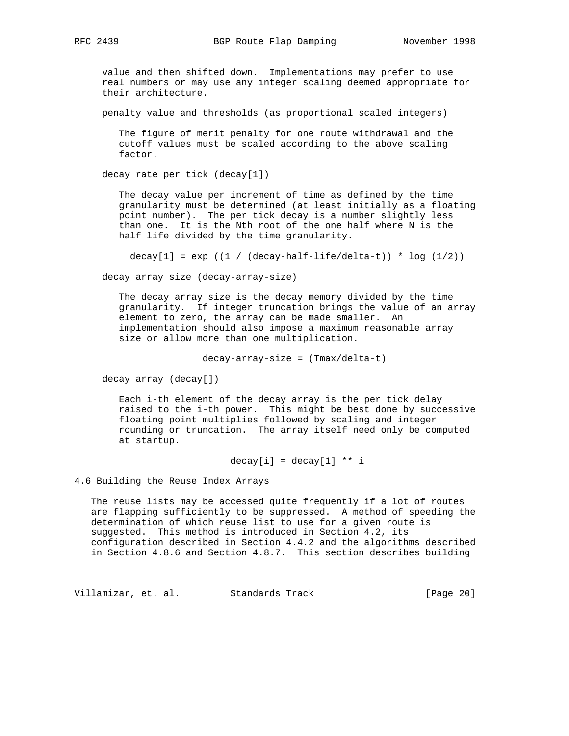value and then shifted down. Implementations may prefer to use real numbers or may use any integer scaling deemed appropriate for their architecture.

penalty value and thresholds (as proportional scaled integers)

The figure of merit penalty for one route withdrawal and the cutoff values must be scaled according to the above scaling factor.

decay rate per tick (decay[1])

The decay value per increment of time as defined by the time granularity must be determined (at least initially as a floating point number). The per tick decay is a number slightly less than one. It is the Nth root of the one half where N is the half life divided by the time granularity.

```
decay[1] = exp ((1 / (decay-half-life/delta-t)) * log (1/2))
```

decay array size (decay-array-size)

The decay array size is the decay memory divided by the time granularity. If integer truncation brings the value of an array element to zero, the array can be made smaller. An implementation should also impose a maximum reasonable array size or allow more than one multiplication.

```
decay-array-size = (Tmax/delta-t)
```

decay array (decay[])

Each i-th element of the decay array is the per tick delay raised to the i-th power. This might be best done by successive floating point multiplies followed by scaling and integer rounding or truncation. The array itself need only be computed at startup.

```
decay[i] = decay[1] ** i
```

### 4.6 Building the Reuse Index Arrays

The reuse lists may be accessed quite frequently if a lot of routes are flapping sufficiently to be suppressed. A method of speeding the determination of which reuse list to use for a given route is suggested. This method is introduced in Section 4.2, its configuration described in Section 4.4.2 and the algorithms described in Section 4.8.6 and Section 4.8.7. This section describes building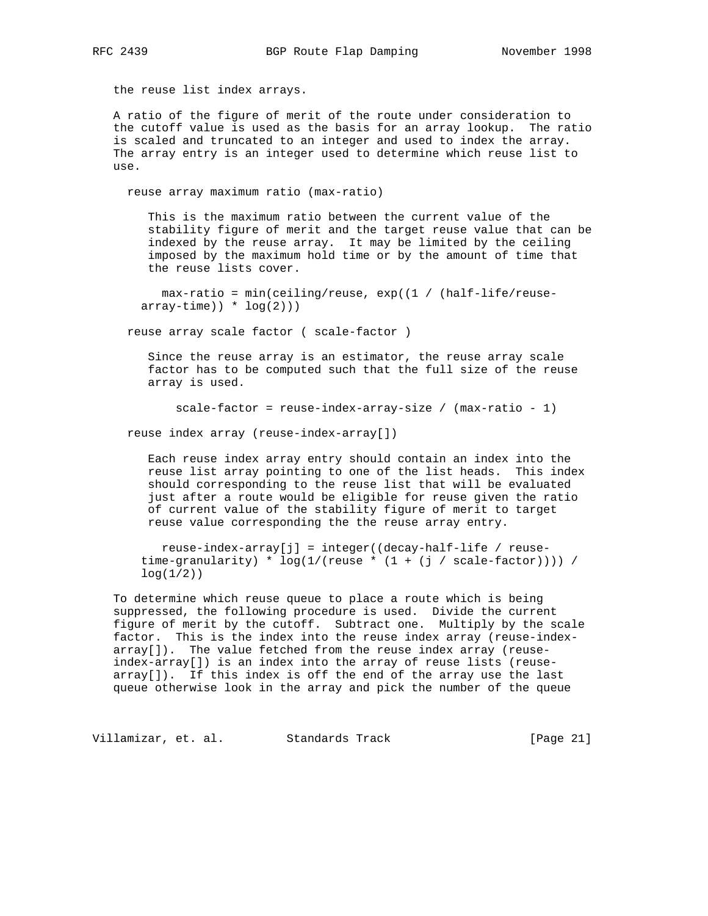the reuse list index arrays.

A ratio of the figure of merit of the route under consideration to the cutoff value is used as the basis for an array lookup. The ratio is scaled and truncated to an integer and used to index the array. The array entry is an integer used to determine which reuse list to use.

reuse array maximum ratio (max-ratio)

This is the maximum ratio between the current value of the stability figure of merit and the target reuse value that can be indexed by the reuse array. It may be limited by the ceiling imposed by the maximum hold time or by the amount of time that the reuse lists cover.

```
  max-ratio = min(ceiling/reuse, exp((1 / (half-life/reuse-
array-time)) * log(2)))
```

reuse array scale factor ( scale-factor )

Since the reuse array is an estimator, the reuse array scale factor has to be computed such that the full size of the reuse array is used.

```
    scale-factor = reuse-index-array-size / (max-ratio - 1)
```

reuse index array (reuse-index-array[])

Each reuse index array entry should contain an index into the reuse list array pointing to one of the list heads. This index should corresponding to the reuse list that will be evaluated just after a route would be eligible for reuse given the ratio of current value of the stability figure of merit to target reuse value corresponding the the reuse array entry.

```
  reuse-index-array[j] = integer((decay-half-life / reuse-
time-granularity) * log(1/(reuse * (1 + (j / scale-factor)))) /
log(1/2))
```

To determine which reuse queue to place a route which is being suppressed, the following procedure is used. Divide the current figure of merit by the cutoff. Subtract one. Multiply by the scale factor. This is the index into the reuse index array (reuse-index-array[]). The value fetched from the reuse index array (reuse-index-array[]) is an index into the array of reuse lists (reuse-array[]). If this index is off the end of the array use the last queue otherwise look in the array and pick the number of the queue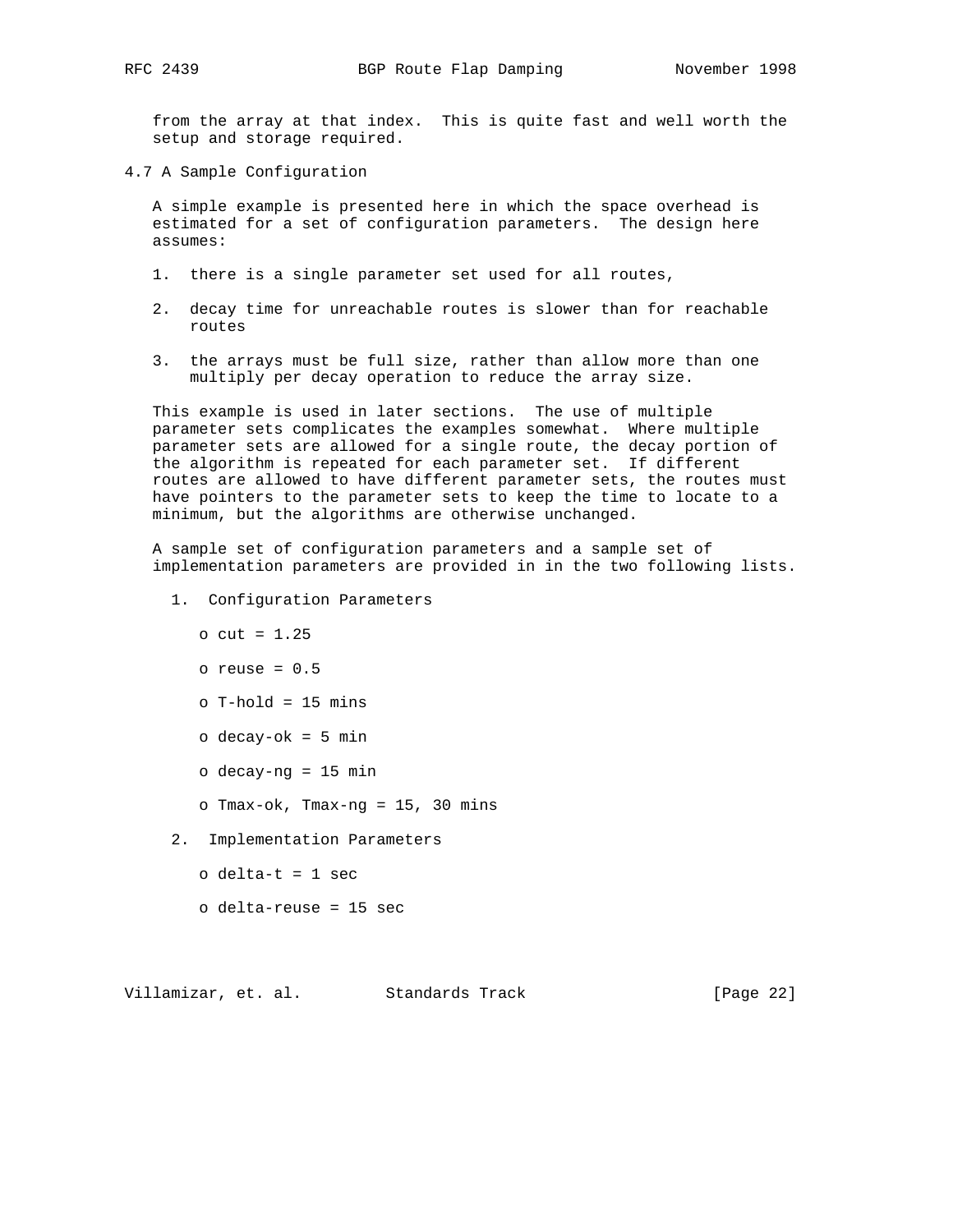from the array at that index. This is quite fast and well worth the setup and storage required.

### 4.7 A Sample Configuration

A simple example is presented here in which the space overhead is estimated for a set of configuration parameters. The design here assumes:

1. there is a single parameter set used for all routes,
2. decay time for unreachable routes is slower than for reachable routes
3. the arrays must be full size, rather than allow more than one multiply per decay operation to reduce the array size.

This example is used in later sections. The use of multiple parameter sets complicates the examples somewhat. Where multiple parameter sets are allowed for a single route, the decay portion of the algorithm is repeated for each parameter set. If different routes are allowed to have different parameter sets, the routes must have pointers to the parameter sets to keep the time to locate to a minimum, but the algorithms are otherwise unchanged.

A sample set of configuration parameters and a sample set of implementation parameters are provided in in the two following lists.

1. Configuration Parameters
   - cut = 1.25
   - reuse = 0.5
   - T-hold = 15 mins
   - decay-ok = 5 min
   - decay-ng = 15 min
   - Tmax-ok, Tmax-ng = 15, 30 mins
2. Implementation Parameters
   - delta-t = 1 sec
   - delta-reuse = 15 sec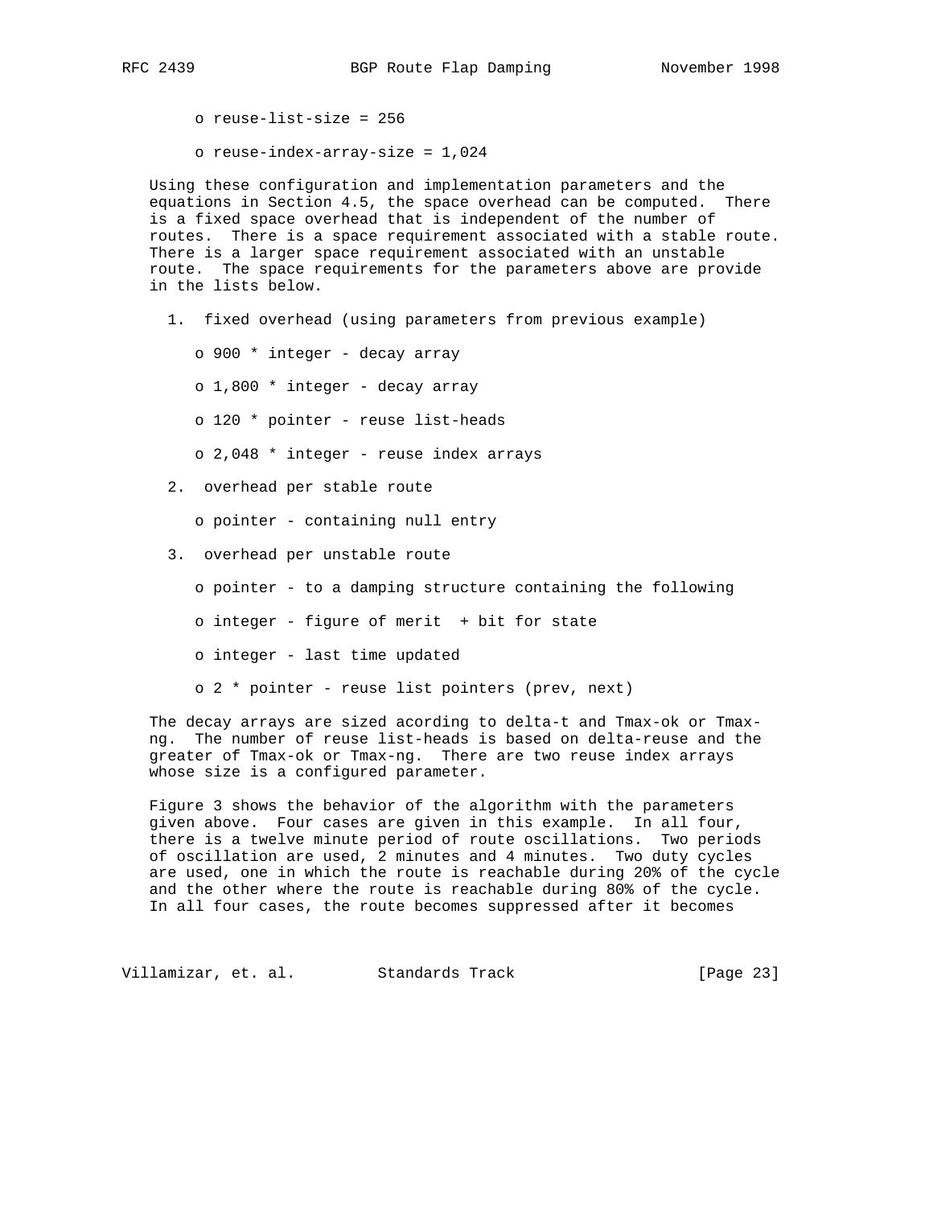- reuse-list-size = 256
- reuse-index-array-size = 1,024

Using these configuration and implementation parameters and the equations in Section 4.5, the space overhead can be computed. There is a fixed space overhead that is independent of the number of routes. There is a space requirement associated with a stable route. There is a larger space requirement associated with an unstable route. The space requirements for the parameters above are provide in the lists below.

1. fixed overhead (using parameters from previous example)
   - 900 * integer - decay array
   - 1,800 * integer - decay array
   - 120 * pointer - reuse list-heads
   - 2,048 * integer - reuse index arrays
2. overhead per stable route
   - pointer - containing null entry
3. overhead per unstable route
   - pointer - to a damping structure containing the following
   - integer - figure of merit + bit for state
   - integer - last time updated
   - 2 * pointer - reuse list pointers (prev, next)

The decay arrays are sized acording to delta-t and Tmax-ok or Tmax-ng. The number of reuse list-heads is based on delta-reuse and the greater of Tmax-ok or Tmax-ng. There are two reuse index arrays whose size is a configured parameter.

Figure 3 shows the behavior of the algorithm with the parameters given above. Four cases are given in this example. In all four, there is a twelve minute period of route oscillations. Two periods of oscillation are used, 2 minutes and 4 minutes. Two duty cycles are used, one in which the route is reachable during 20% of the cycle and the other where the route is reachable during 80% of the cycle. In all four cases, the route becomes suppressed after it becomes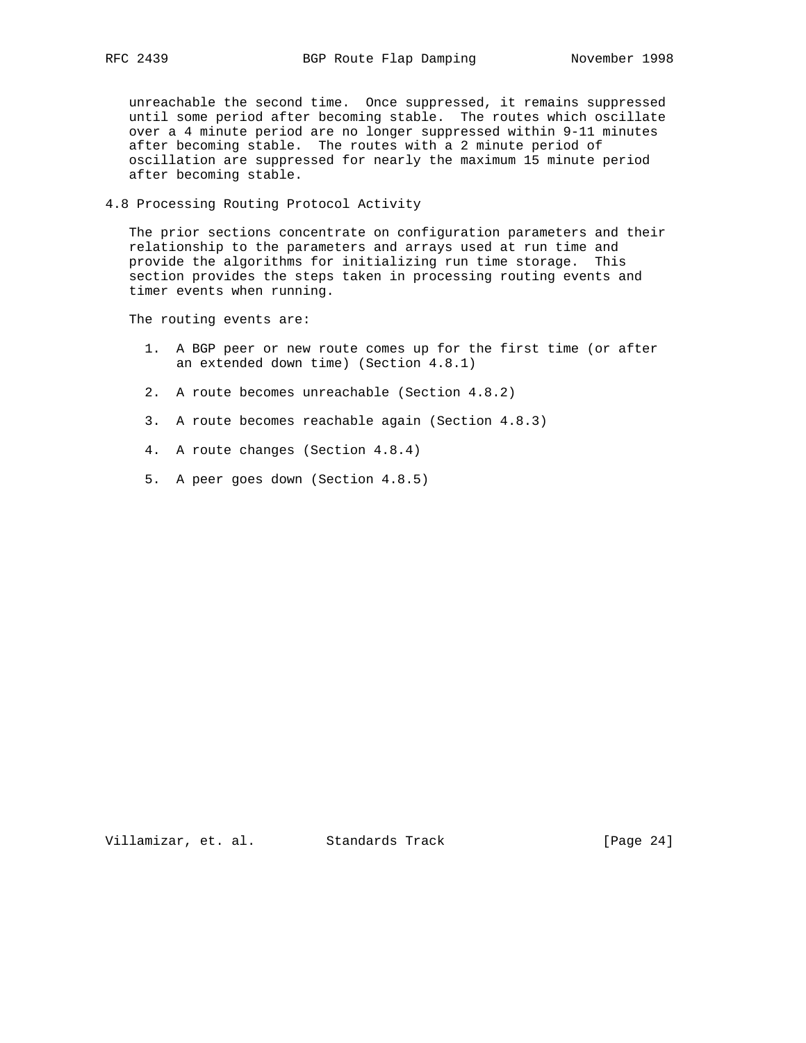unreachable the second time. Once suppressed, it remains suppressed until some period after becoming stable. The routes which oscillate over a 4 minute period are no longer suppressed within 9-11 minutes after becoming stable. The routes with a 2 minute period of oscillation are suppressed for nearly the maximum 15 minute period after becoming stable.

### 4.8 Processing Routing Protocol Activity

The prior sections concentrate on configuration parameters and their relationship to the parameters and arrays used at run time and provide the algorithms for initializing run time storage. This section provides the steps taken in processing routing events and timer events when running.

The routing events are:

1. A BGP peer or new route comes up for the first time (or after an extended down time) (Section 4.8.1)

2. A route becomes unreachable (Section 4.8.2)

3. A route becomes reachable again (Section 4.8.3)

4. A route changes (Section 4.8.4)

5. A peer goes down (Section 4.8.5)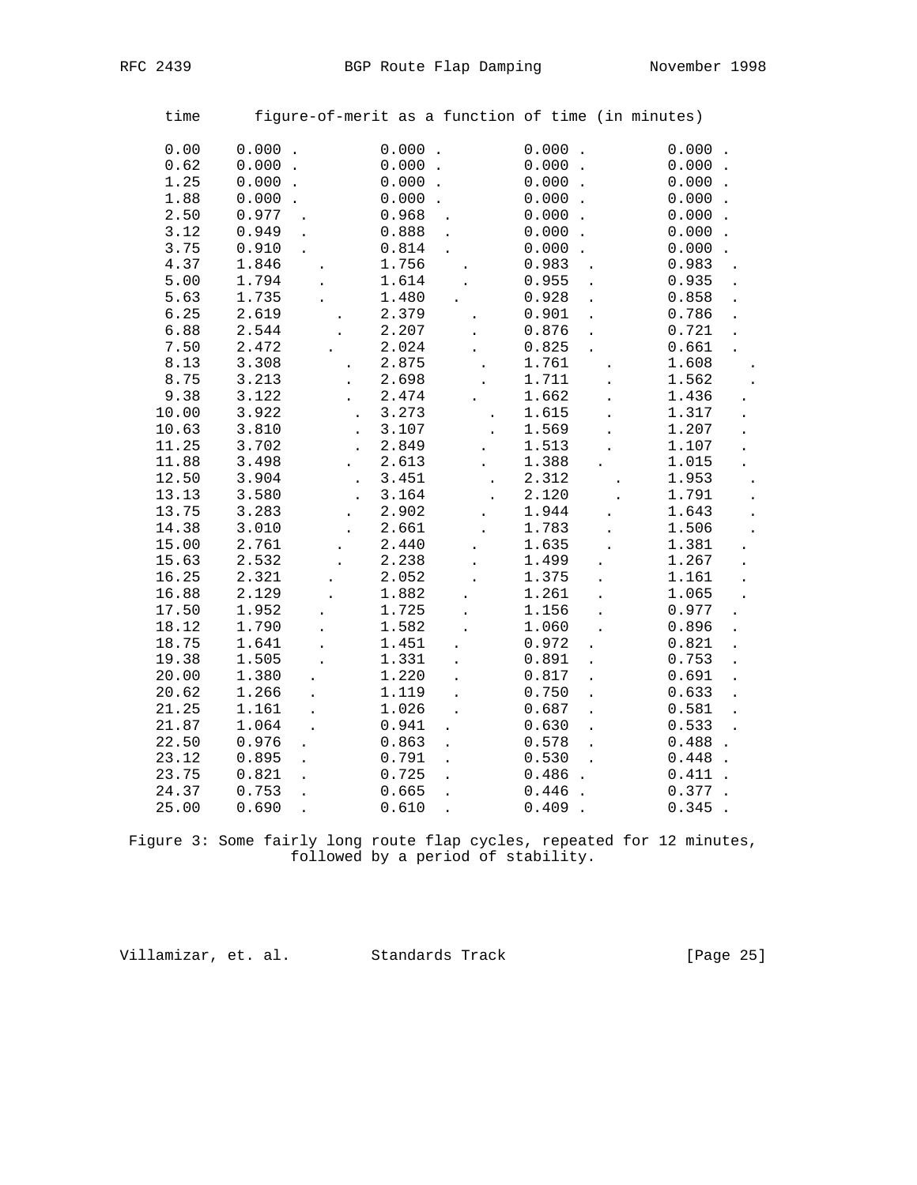```
     time      figure-of-merit as a function of time (in minutes)

     0.00    0.000 .          0.000 .          0.000 .          0.000 .
     0.62    0.000 .          0.000 .          0.000 .          0.000 .
     1.25    0.000 .          0.000 .          0.000 .          0.000 .
     1.88    0.000 .          0.000 .          0.000 .          0.000 .
     2.50    0.977  .         0.968  .         0.000 .          0.000 .
     3.12    0.949  .         0.888  .         0.000 .          0.000 .
     3.75    0.910  .         0.814  .         0.000 .          0.000 .
     4.37    1.846    .       1.756    .       0.983  .         0.983  .
     5.00    1.794    .       1.614    .       0.955  .         0.935  .
     5.63    1.735    .       1.480   .        0.928  .         0.858  .
     6.25    2.619      .     2.379     .      0.901  .         0.786  .
     6.88    2.544      .     2.207     .      0.876  .         0.721  .
     7.50    2.472     .      2.024     .      0.825  .         0.661  .
     8.13    3.308       .    2.875      .     1.761    .       1.608      .
     8.75    3.213       .    2.698      .     1.711    .       1.562      .
     9.38    3.122       .    2.474     .      1.662    .       1.436    .
    10.00    3.922        .   3.273       .    1.615    .       1.317    .
    10.63    3.810        .   3.107       .    1.569    .       1.207    .
    11.25    3.702        .   2.849      .     1.513    .       1.107    .
    11.88    3.498       .    2.613      .     1.388   .        1.015    .
    12.50    3.904        .   3.451       .    2.312      .     1.953     .
    13.13    3.580        .   3.164       .    2.120      .     1.791     .
    13.75    3.283       .    2.902      .     1.944    .       1.643     .
    14.38    3.010       .    2.661      .     1.783    .       1.506     .
    15.00    2.761      .     2.440     .      1.635    .       1.381    .
    15.63    2.532      .     2.238     .      1.499   .        1.267    .
    16.25    2.321     .      2.052     .      1.375   .        1.161    .
    16.88    2.129     .      1.882    .       1.261   .        1.065    .
    17.50    1.952    .       1.725    .       1.156   .        0.977  .
    18.12    1.790    .       1.582    .       1.060   .        0.896  .
    18.75    1.641    .       1.451  .         0.972  .         0.821  .
    19.38    1.505    .       1.331  .         0.891  .         0.753  .
    20.00    1.380   .        1.220  .         0.817  .         0.691  .
    20.62    1.266   .        1.119  .         0.750  .         0.633  .
    21.25    1.161   .        1.026  .         0.687  .         0.581  .
    21.87    1.064   .        0.941  .         0.630  .         0.533  .
    22.50    0.976  .         0.863  .         0.578  .         0.488 .
    23.12    0.895  .         0.791  .         0.530  .         0.448 .
    23.75    0.821  .         0.725  .         0.486 .          0.411 .
    24.37    0.753  .         0.665  .         0.446 .          0.377 .
    25.00    0.690  .         0.610  .         0.409 .          0.345 .
```

Figure 3: Some fairly long route flap cycles, repeated for 12 minutes, followed by a period of stability.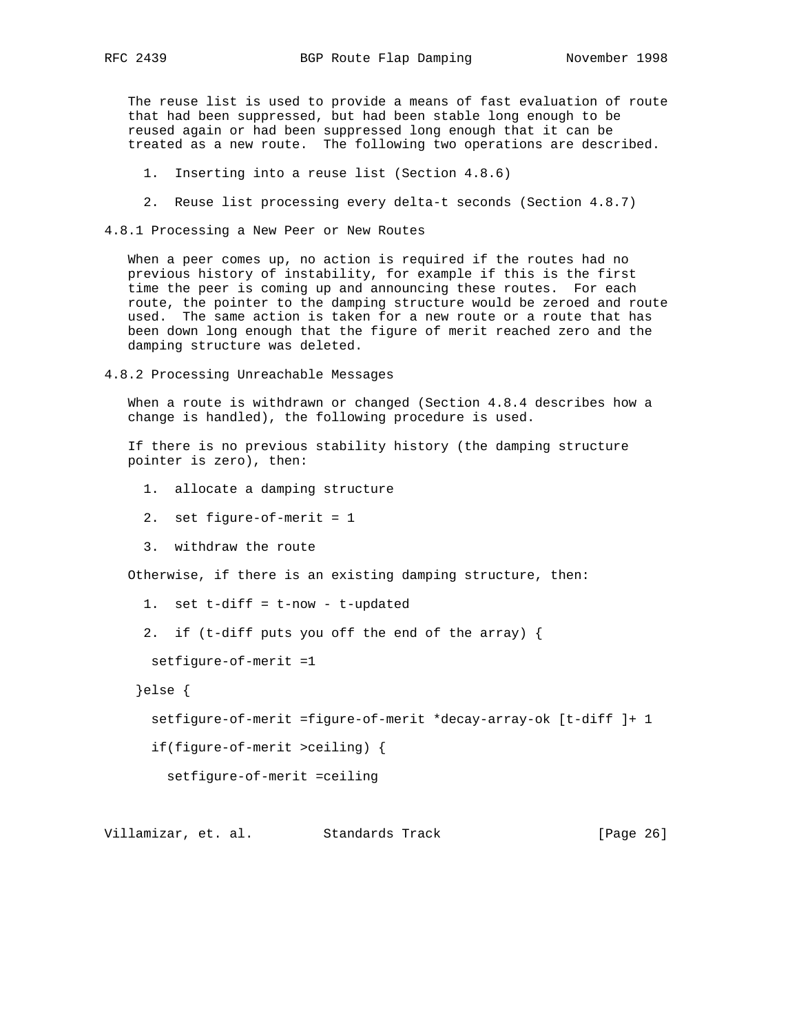The reuse list is used to provide a means of fast evaluation of route that had been suppressed, but had been stable long enough to be reused again or had been suppressed long enough that it can be treated as a new route. The following two operations are described.

1. Inserting into a reuse list (Section 4.8.6)

2. Reuse list processing every delta-t seconds (Section 4.8.7)

### 4.8.1 Processing a New Peer or New Routes

When a peer comes up, no action is required if the routes had no previous history of instability, for example if this is the first time the peer is coming up and announcing these routes. For each route, the pointer to the damping structure would be zeroed and route used. The same action is taken for a new route or a route that has been down long enough that the figure of merit reached zero and the damping structure was deleted.

### 4.8.2 Processing Unreachable Messages

When a route is withdrawn or changed (Section 4.8.4 describes how a change is handled), the following procedure is used.

If there is no previous stability history (the damping structure pointer is zero), then:

1. allocate a damping structure

2. set figure-of-merit = 1

3. withdraw the route

Otherwise, if there is an existing damping structure, then:

1. set t-diff = t-now - t-updated

2. if (t-diff puts you off the end of the array) {

```
    setfigure-of-merit =1

   }else {

    setfigure-of-merit =figure-of-merit *decay-array-ok [t-diff ]+ 1

    if(figure-of-merit >ceiling) {

      setfigure-of-merit =ceiling
```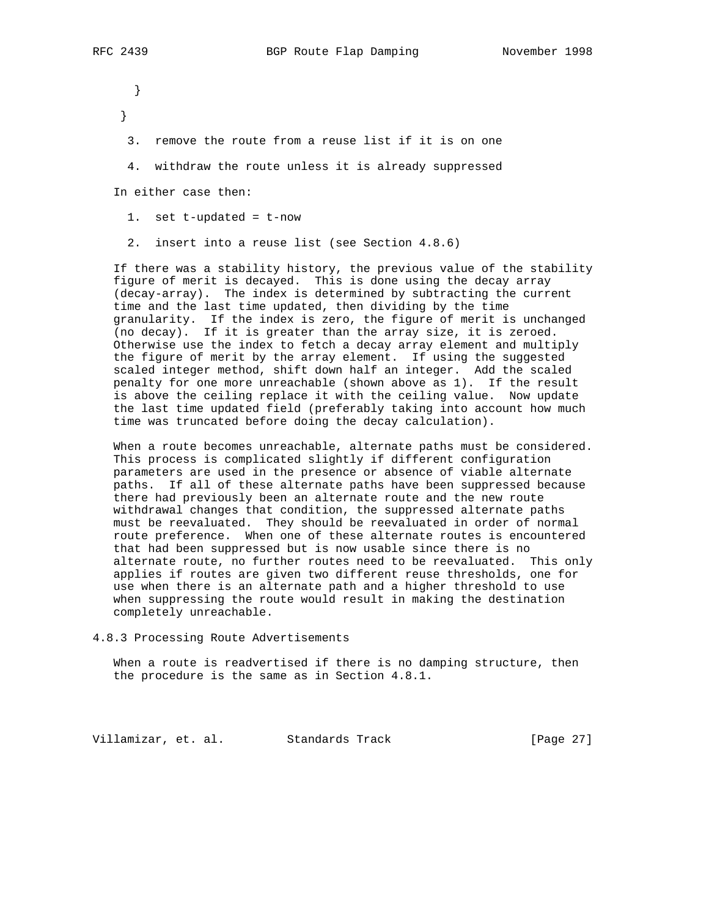```
      }

    }
```

3. remove the route from a reuse list if it is on one

4. withdraw the route unless it is already suppressed

In either case then:

1. set t-updated = t-now

2. insert into a reuse list (see Section 4.8.6)

If there was a stability history, the previous value of the stability figure of merit is decayed. This is done using the decay array (decay-array). The index is determined by subtracting the current time and the last time updated, then dividing by the time granularity. If the index is zero, the figure of merit is unchanged (no decay). If it is greater than the array size, it is zeroed. Otherwise use the index to fetch a decay array element and multiply the figure of merit by the array element. If using the suggested scaled integer method, shift down half an integer. Add the scaled penalty for one more unreachable (shown above as 1). If the result is above the ceiling replace it with the ceiling value. Now update the last time updated field (preferably taking into account how much time was truncated before doing the decay calculation).

When a route becomes unreachable, alternate paths must be considered. This process is complicated slightly if different configuration parameters are used in the presence or absence of viable alternate paths. If all of these alternate paths have been suppressed because there had previously been an alternate route and the new route withdrawal changes that condition, the suppressed alternate paths must be reevaluated. They should be reevaluated in order of normal route preference. When one of these alternate routes is encountered that had been suppressed but is now usable since there is no alternate route, no further routes need to be reevaluated. This only applies if routes are given two different reuse thresholds, one for use when there is an alternate path and a higher threshold to use when suppressing the route would result in making the destination completely unreachable.

### 4.8.3 Processing Route Advertisements

When a route is readvertised if there is no damping structure, then the procedure is the same as in Section 4.8.1.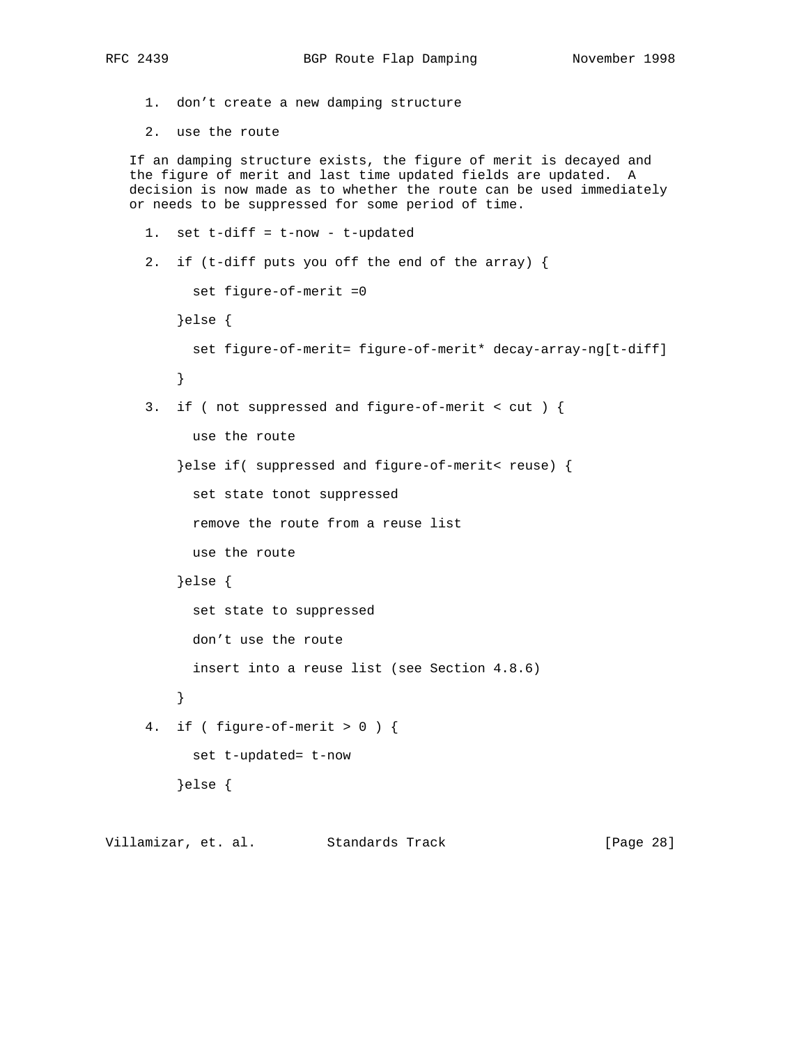1. don’t create a new damping structure

2. use the route

If an damping structure exists, the figure of merit is decayed and the figure of merit and last time updated fields are updated. A decision is now made as to whether the route can be used immediately or needs to be suppressed for some period of time.

```
1.  set t-diff = t-now - t-updated

2.  if (t-diff puts you off the end of the array) {

      set figure-of-merit =0

    }else {

      set figure-of-merit= figure-of-merit* decay-array-ng[t-diff]

    }

3.  if ( not suppressed and figure-of-merit < cut ) {

      use the route

    }else if( suppressed and figure-of-merit< reuse) {

      set state tonot suppressed

      remove the route from a reuse list

      use the route

    }else {

      set state to suppressed

      don’t use the route

      insert into a reuse list (see Section 4.8.6)

    }

4.  if ( figure-of-merit > 0 ) {

      set t-updated= t-now

    }else {
```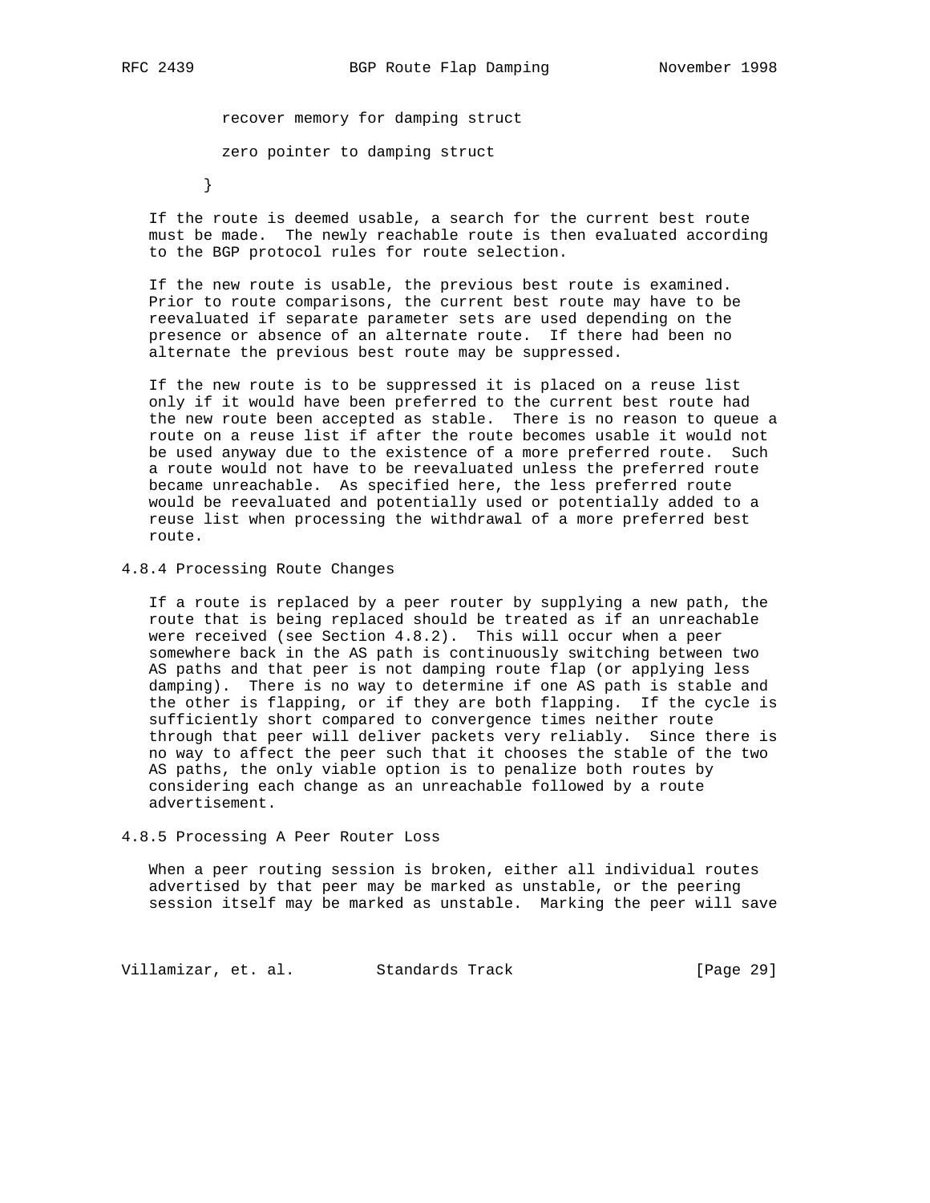```
  recover memory for damping struct

  zero pointer to damping struct

}
```

If the route is deemed usable, a search for the current best route must be made. The newly reachable route is then evaluated according to the BGP protocol rules for route selection.

If the new route is usable, the previous best route is examined. Prior to route comparisons, the current best route may have to be reevaluated if separate parameter sets are used depending on the presence or absence of an alternate route. If there had been no alternate the previous best route may be suppressed.

If the new route is to be suppressed it is placed on a reuse list only if it would have been preferred to the current best route had the new route been accepted as stable. There is no reason to queue a route on a reuse list if after the route becomes usable it would not be used anyway due to the existence of a more preferred route. Such a route would not have to be reevaluated unless the preferred route became unreachable. As specified here, the less preferred route would be reevaluated and potentially used or potentially added to a reuse list when processing the withdrawal of a more preferred best route.

### 4.8.4 Processing Route Changes

If a route is replaced by a peer router by supplying a new path, the route that is being replaced should be treated as if an unreachable were received (see Section 4.8.2). This will occur when a peer somewhere back in the AS path is continuously switching between two AS paths and that peer is not damping route flap (or applying less damping). There is no way to determine if one AS path is stable and the other is flapping, or if they are both flapping. If the cycle is sufficiently short compared to convergence times neither route through that peer will deliver packets very reliably. Since there is no way to affect the peer such that it chooses the stable of the two AS paths, the only viable option is to penalize both routes by considering each change as an unreachable followed by a route advertisement.

### 4.8.5 Processing A Peer Router Loss

When a peer routing session is broken, either all individual routes advertised by that peer may be marked as unstable, or the peering session itself may be marked as unstable. Marking the peer will save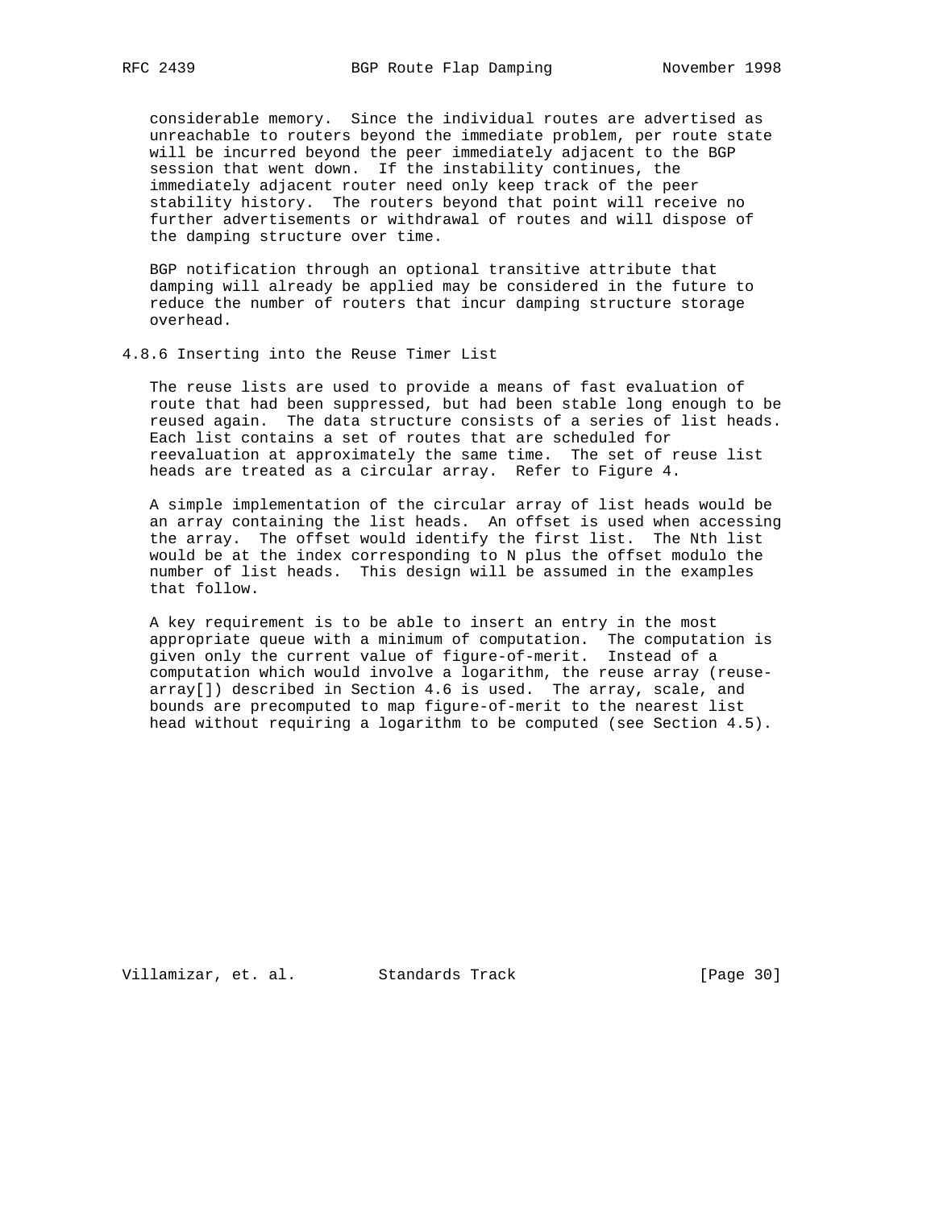considerable memory. Since the individual routes are advertised as unreachable to routers beyond the immediate problem, per route state will be incurred beyond the peer immediately adjacent to the BGP session that went down. If the instability continues, the immediately adjacent router need only keep track of the peer stability history. The routers beyond that point will receive no further advertisements or withdrawal of routes and will dispose of the damping structure over time.

BGP notification through an optional transitive attribute that damping will already be applied may be considered in the future to reduce the number of routers that incur damping structure storage overhead.

### 4.8.6 Inserting into the Reuse Timer List

The reuse lists are used to provide a means of fast evaluation of route that had been suppressed, but had been stable long enough to be reused again. The data structure consists of a series of list heads. Each list contains a set of routes that are scheduled for reevaluation at approximately the same time. The set of reuse list heads are treated as a circular array. Refer to Figure 4.

A simple implementation of the circular array of list heads would be an array containing the list heads. An offset is used when accessing the array. The offset would identify the first list. The Nth list would be at the index corresponding to N plus the offset modulo the number of list heads. This design will be assumed in the examples that follow.

A key requirement is to be able to insert an entry in the most appropriate queue with a minimum of computation. The computation is given only the current value of figure-of-merit. Instead of a computation which would involve a logarithm, the reuse array (reuse-array[]) described in Section 4.6 is used. The array, scale, and bounds are precomputed to map figure-of-merit to the nearest list head without requiring a logarithm to be computed (see Section 4.5).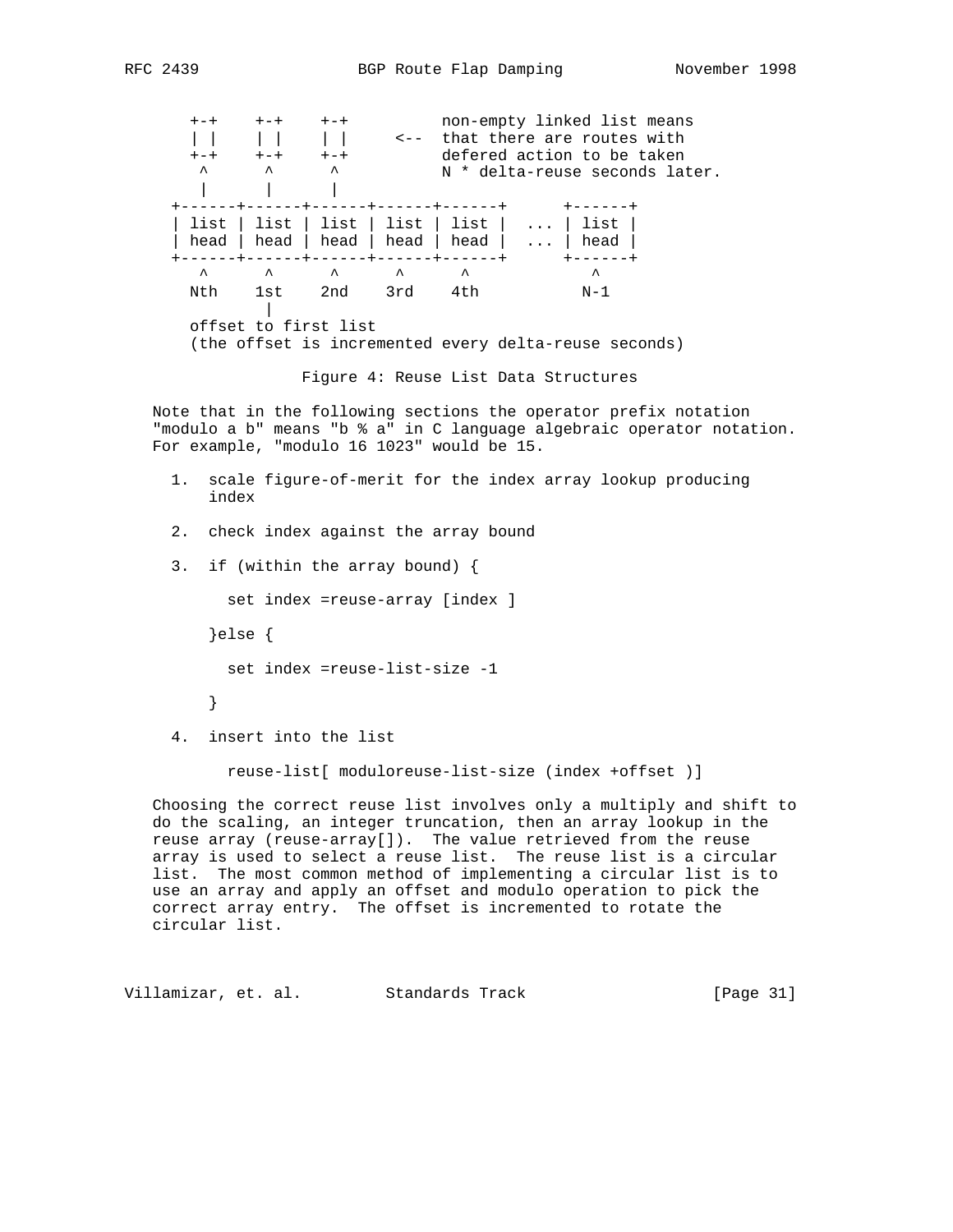```
      +-+    +-+    +-+          non-empty linked list means
      | |    | |    | |     <--  that there are routes with
      +-+    +-+    +-+          defered action to be taken
       ^      ^      ^           N * delta-reuse seconds later.
       |      |      |
    +------+------+------+------+------+      +------+
    | list | list | list | list | list |  ... | list |
    | head | head | head | head | head |  ... | head |
    +------+------+------+------+------+      +------+
       ^      ^      ^      ^      ^             ^
      Nth    1st    2nd    3rd    4th           N-1
              |
      offset to first list
      (the offset is incremented every delta-reuse seconds)
```

Figure 4: Reuse List Data Structures

Note that in the following sections the operator prefix notation "modulo a b" means "b % a" in C language algebraic operator notation. For example, "modulo 16 1023" would be 15.

1. scale figure-of-merit for the index array lookup producing index

2. check index against the array bound

3. if (within the array bound) {

   set index =reuse-array [index ]

   }else {

   set index =reuse-list-size -1

   }

4. insert into the list

   reuse-list[ moduloreuse-list-size (index +offset )]

Choosing the correct reuse list involves only a multiply and shift to do the scaling, an integer truncation, then an array lookup in the reuse array (reuse-array[]). The value retrieved from the reuse array is used to select a reuse list. The reuse list is a circular list. The most common method of implementing a circular list is to use an array and apply an offset and modulo operation to pick the correct array entry. The offset is incremented to rotate the circular list.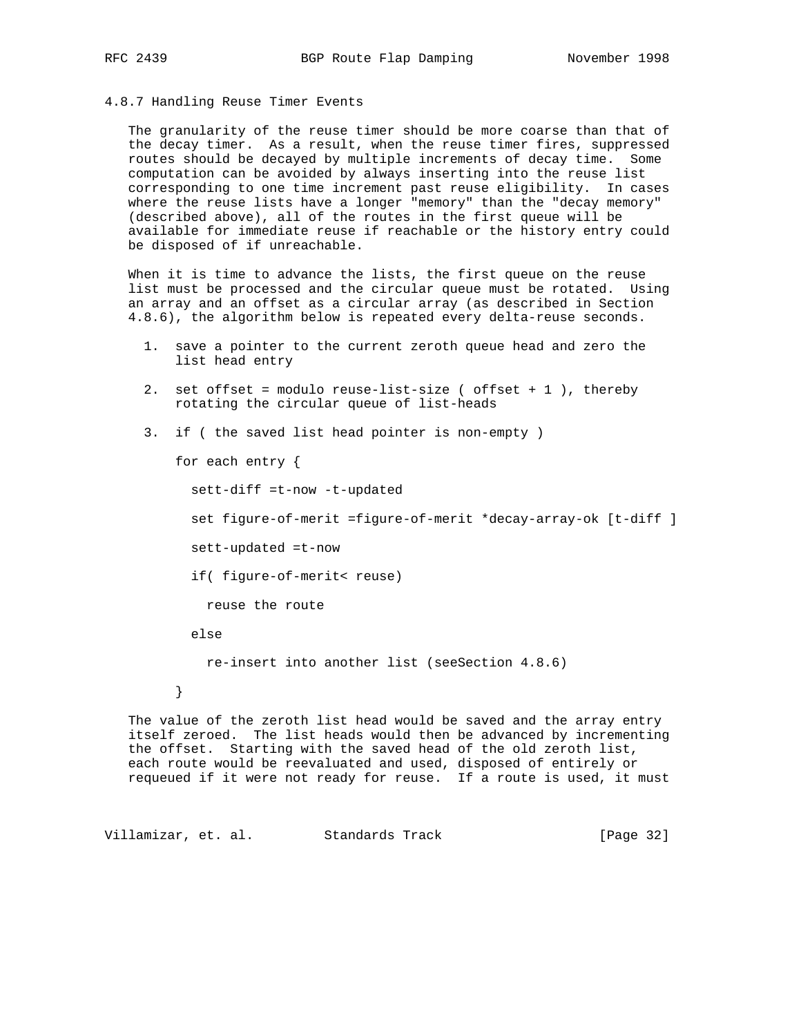### 4.8.7 Handling Reuse Timer Events

The granularity of the reuse timer should be more coarse than that of the decay timer. As a result, when the reuse timer fires, suppressed routes should be decayed by multiple increments of decay time. Some computation can be avoided by always inserting into the reuse list corresponding to one time increment past reuse eligibility. In cases where the reuse lists have a longer "memory" than the "decay memory" (described above), all of the routes in the first queue will be available for immediate reuse if reachable or the history entry could be disposed of if unreachable.

When it is time to advance the lists, the first queue on the reuse list must be processed and the circular queue must be rotated. Using an array and an offset as a circular array (as described in Section 4.8.6), the algorithm below is repeated every delta-reuse seconds.

1. save a pointer to the current zeroth queue head and zero the list head entry

2. set offset = modulo reuse-list-size ( offset + 1 ), thereby rotating the circular queue of list-heads

3. if ( the saved list head pointer is non-empty )

```
for each entry {

  sett-diff =t-now -t-updated

  set figure-of-merit =figure-of-merit *decay-array-ok [t-diff ]

  sett-updated =t-now

  if( figure-of-merit< reuse)

    reuse the route

  else

    re-insert into another list (seeSection 4.8.6)

}
```

The value of the zeroth list head would be saved and the array entry itself zeroed. The list heads would then be advanced by incrementing the offset. Starting with the saved head of the old zeroth list, each route would be reevaluated and used, disposed of entirely or requeued if it were not ready for reuse. If a route is used, it must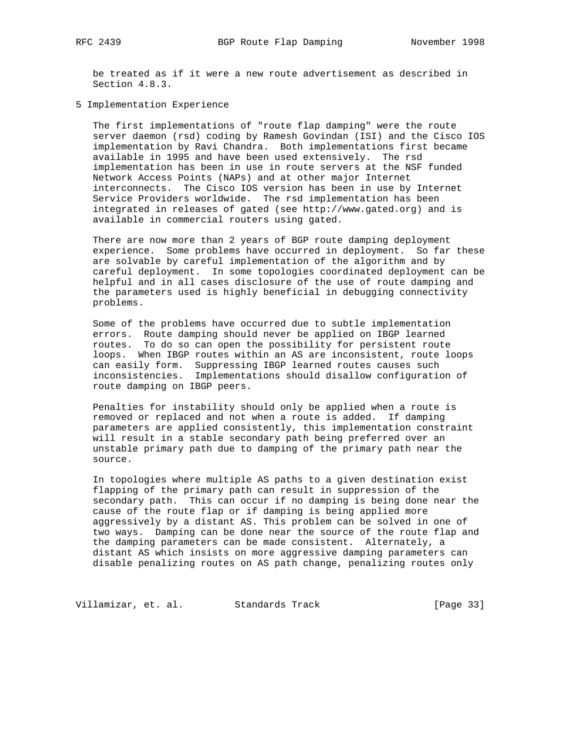be treated as if it were a new route advertisement as described in Section 4.8.3.

## 5 Implementation Experience

The first implementations of "route flap damping" were the route server daemon (rsd) coding by Ramesh Govindan (ISI) and the Cisco IOS implementation by Ravi Chandra. Both implementations first became available in 1995 and have been used extensively. The rsd implementation has been in use in route servers at the NSF funded Network Access Points (NAPs) and at other major Internet interconnects. The Cisco IOS version has been in use by Internet Service Providers worldwide. The rsd implementation has been integrated in releases of gated (see http://www.gated.org) and is available in commercial routers using gated.

There are now more than 2 years of BGP route damping deployment experience. Some problems have occurred in deployment. So far these are solvable by careful implementation of the algorithm and by careful deployment. In some topologies coordinated deployment can be helpful and in all cases disclosure of the use of route damping and the parameters used is highly beneficial in debugging connectivity problems.

Some of the problems have occurred due to subtle implementation errors. Route damping should never be applied on IBGP learned routes. To do so can open the possibility for persistent route loops. When IBGP routes within an AS are inconsistent, route loops can easily form. Suppressing IBGP learned routes causes such inconsistencies. Implementations should disallow configuration of route damping on IBGP peers.

Penalties for instability should only be applied when a route is removed or replaced and not when a route is added. If damping parameters are applied consistently, this implementation constraint will result in a stable secondary path being preferred over an unstable primary path due to damping of the primary path near the source.

In topologies where multiple AS paths to a given destination exist flapping of the primary path can result in suppression of the secondary path. This can occur if no damping is being done near the cause of the route flap or if damping is being applied more aggressively by a distant AS. This problem can be solved in one of two ways. Damping can be done near the source of the route flap and the damping parameters can be made consistent. Alternately, a distant AS which insists on more aggressive damping parameters can disable penalizing routes on AS path change, penalizing routes only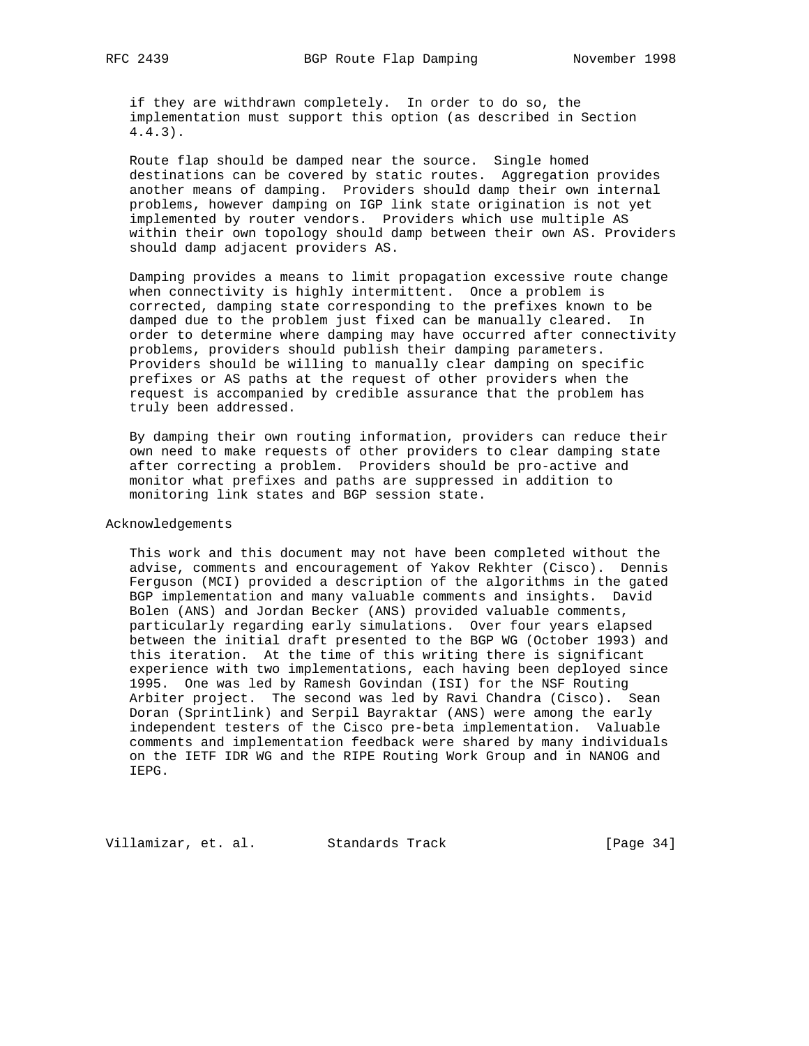if they are withdrawn completely. In order to do so, the implementation must support this option (as described in Section 4.4.3).

Route flap should be damped near the source. Single homed destinations can be covered by static routes. Aggregation provides another means of damping. Providers should damp their own internal problems, however damping on IGP link state origination is not yet implemented by router vendors. Providers which use multiple AS within their own topology should damp between their own AS. Providers should damp adjacent providers AS.

Damping provides a means to limit propagation excessive route change when connectivity is highly intermittent. Once a problem is corrected, damping state corresponding to the prefixes known to be damped due to the problem just fixed can be manually cleared. In order to determine where damping may have occurred after connectivity problems, providers should publish their damping parameters. Providers should be willing to manually clear damping on specific prefixes or AS paths at the request of other providers when the request is accompanied by credible assurance that the problem has truly been addressed.

By damping their own routing information, providers can reduce their own need to make requests of other providers to clear damping state after correcting a problem. Providers should be pro-active and monitor what prefixes and paths are suppressed in addition to monitoring link states and BGP session state.

## Acknowledgements

This work and this document may not have been completed without the advise, comments and encouragement of Yakov Rekhter (Cisco). Dennis Ferguson (MCI) provided a description of the algorithms in the gated BGP implementation and many valuable comments and insights. David Bolen (ANS) and Jordan Becker (ANS) provided valuable comments, particularly regarding early simulations. Over four years elapsed between the initial draft presented to the BGP WG (October 1993) and this iteration. At the time of this writing there is significant experience with two implementations, each having been deployed since 1995. One was led by Ramesh Govindan (ISI) for the NSF Routing Arbiter project. The second was led by Ravi Chandra (Cisco). Sean Doran (Sprintlink) and Serpil Bayraktar (ANS) were among the early independent testers of the Cisco pre-beta implementation. Valuable comments and implementation feedback were shared by many individuals on the IETF IDR WG and the RIPE Routing Work Group and in NANOG and IEPG.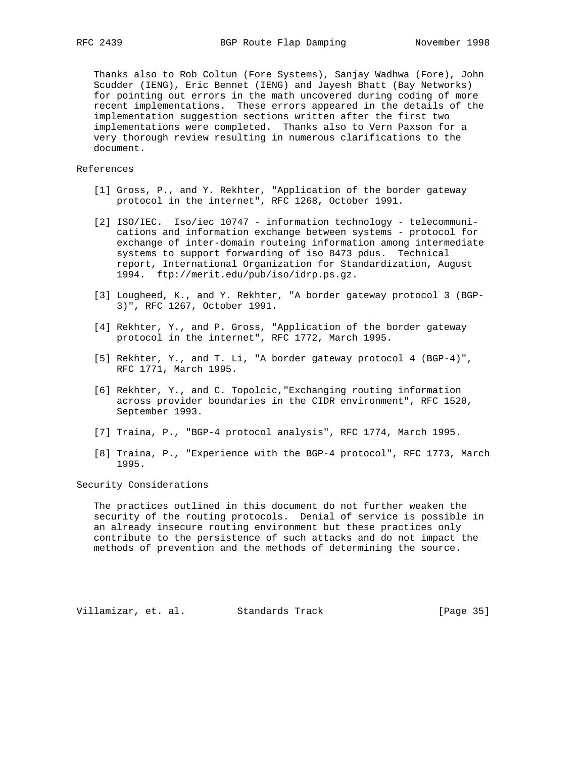Thanks also to Rob Coltun (Fore Systems), Sanjay Wadhwa (Fore), John Scudder (IENG), Eric Bennet (IENG) and Jayesh Bhatt (Bay Networks) for pointing out errors in the math uncovered during coding of more recent implementations. These errors appeared in the details of the implementation suggestion sections written after the first two implementations were completed. Thanks also to Vern Paxson for a very thorough review resulting in numerous clarifications to the document.

## References

[1] Gross, P., and Y. Rekhter, "Application of the border gateway protocol in the internet", RFC 1268, October 1991.

[2] ISO/IEC. Iso/iec 10747 - information technology - telecommunications and information exchange between systems - protocol for exchange of inter-domain routeing information among intermediate systems to support forwarding of iso 8473 pdus. Technical report, International Organization for Standardization, August 1994. ftp://merit.edu/pub/iso/idrp.ps.gz.

[3] Lougheed, K., and Y. Rekhter, "A border gateway protocol 3 (BGP-3)", RFC 1267, October 1991.

[4] Rekhter, Y., and P. Gross, "Application of the border gateway protocol in the internet", RFC 1772, March 1995.

[5] Rekhter, Y., and T. Li, "A border gateway protocol 4 (BGP-4)", RFC 1771, March 1995.

[6] Rekhter, Y., and C. Topolcic,"Exchanging routing information across provider boundaries in the CIDR environment", RFC 1520, September 1993.

[7] Traina, P., "BGP-4 protocol analysis", RFC 1774, March 1995.

[8] Traina, P., "Experience with the BGP-4 protocol", RFC 1773, March 1995.

## Security Considerations

The practices outlined in this document do not further weaken the security of the routing protocols. Denial of service is possible in an already insecure routing environment but these practices only contribute to the persistence of such attacks and do not impact the methods of prevention and the methods of determining the source.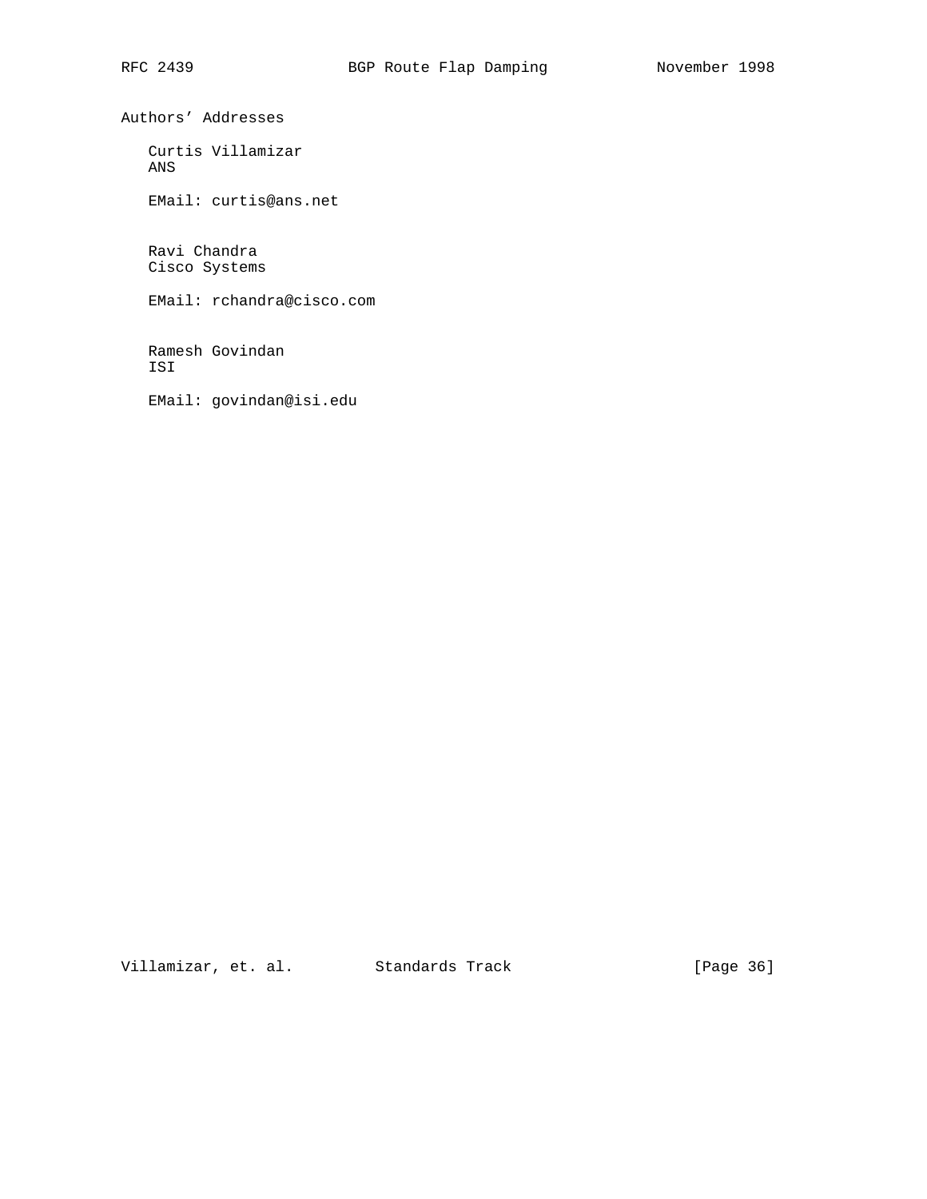## Authors' Addresses

Curtis Villamizar
ANS

EMail: curtis@ans.net

Ravi Chandra
Cisco Systems

EMail: rchandra@cisco.com

Ramesh Govindan
ISI

EMail: govindan@isi.edu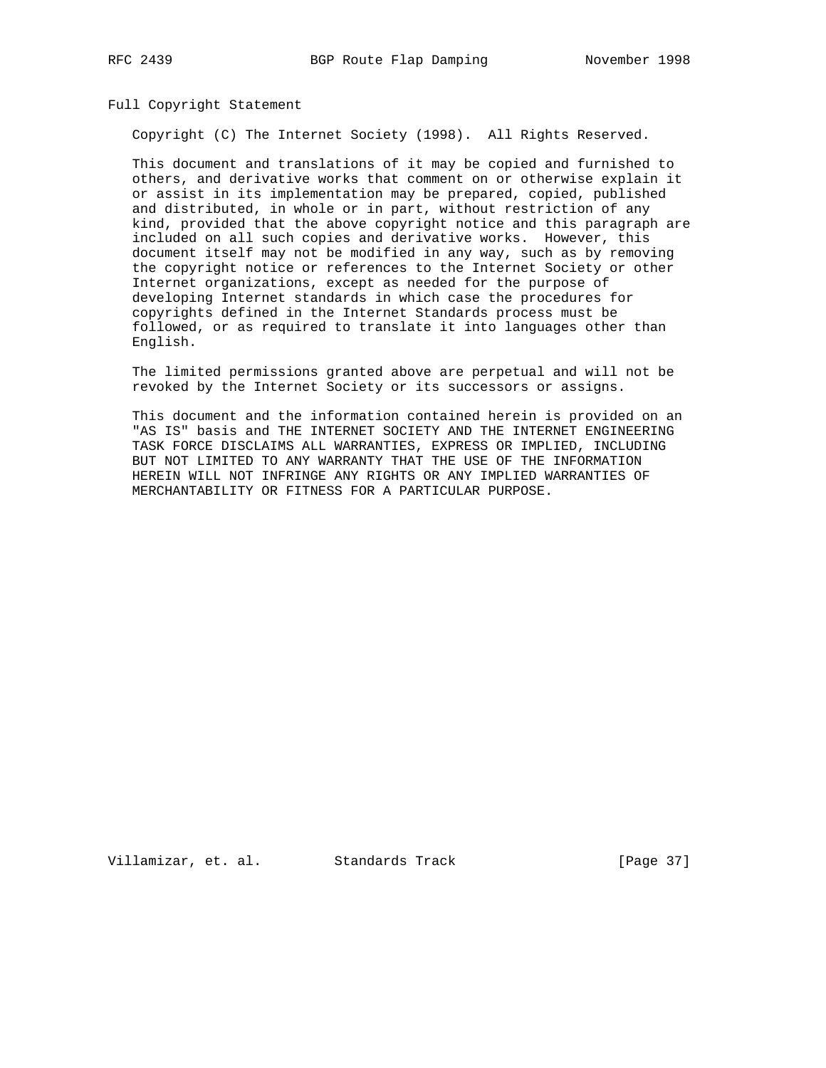## Full Copyright Statement

Copyright (C) The Internet Society (1998). All Rights Reserved.

This document and translations of it may be copied and furnished to others, and derivative works that comment on or otherwise explain it or assist in its implementation may be prepared, copied, published and distributed, in whole or in part, without restriction of any kind, provided that the above copyright notice and this paragraph are included on all such copies and derivative works. However, this document itself may not be modified in any way, such as by removing the copyright notice or references to the Internet Society or other Internet organizations, except as needed for the purpose of developing Internet standards in which case the procedures for copyrights defined in the Internet Standards process must be followed, or as required to translate it into languages other than English.

The limited permissions granted above are perpetual and will not be revoked by the Internet Society or its successors or assigns.

This document and the information contained herein is provided on an "AS IS" basis and THE INTERNET SOCIETY AND THE INTERNET ENGINEERING TASK FORCE DISCLAIMS ALL WARRANTIES, EXPRESS OR IMPLIED, INCLUDING BUT NOT LIMITED TO ANY WARRANTY THAT THE USE OF THE INFORMATION HEREIN WILL NOT INFRINGE ANY RIGHTS OR ANY IMPLIED WARRANTIES OF MERCHANTABILITY OR FITNESS FOR A PARTICULAR PURPOSE.